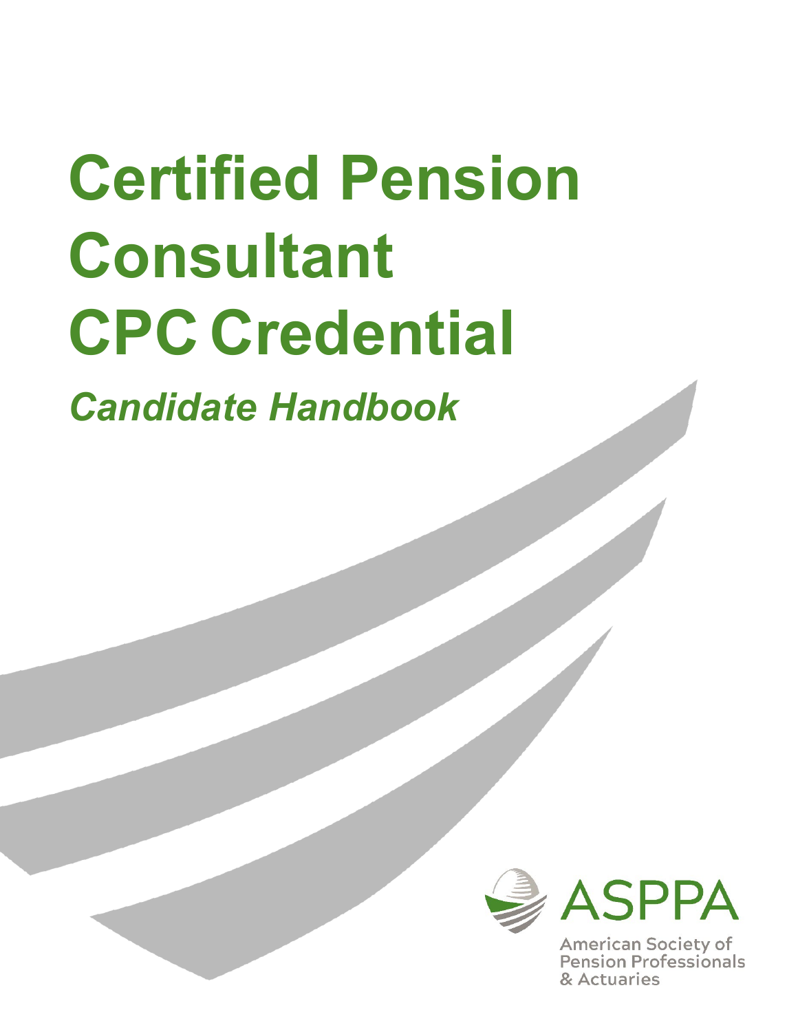# Certified Pension Consultant CPC Credential

## *Candidate Handbook*

ASPPA

American Society of Pension Professionals & Actuaries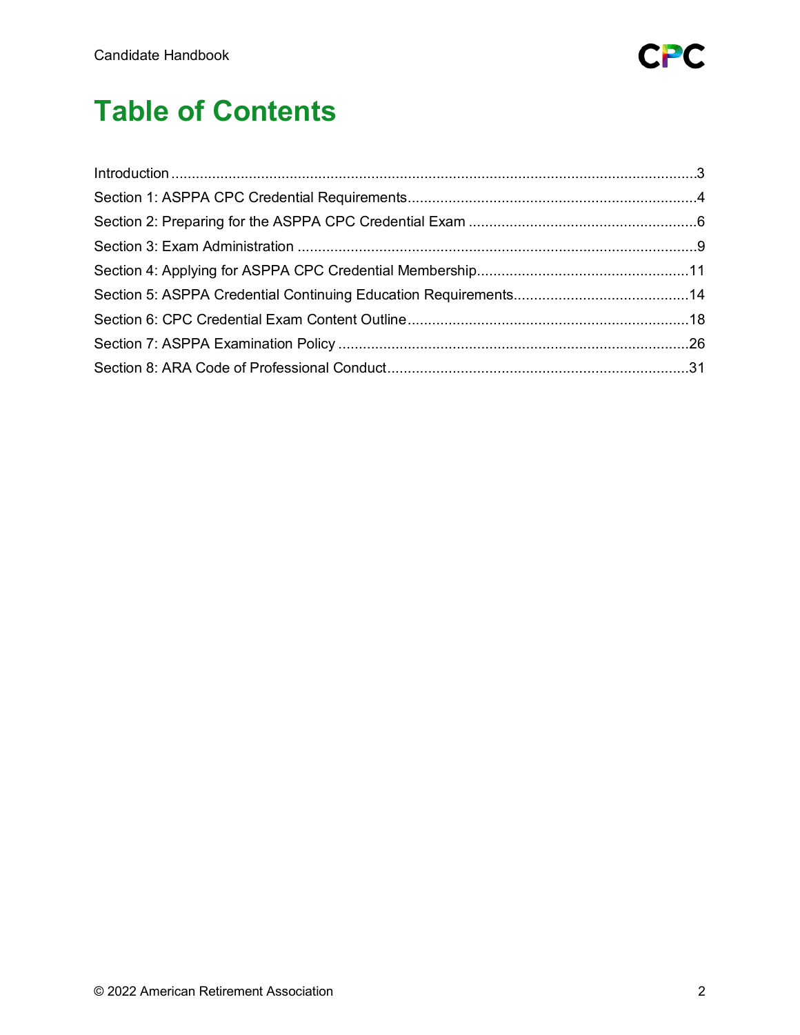# Table of Contents

Introduction ....................................................................................................................3
Section 1: ASPPA CPC Credential Requirements........................................................................4
Section 2: Preparing for the ASPPA CPC Credential Exam ...........................................................6
Section 3: Exam Administration ....................................................................................................9
Section 4: Applying for ASPPA CPC Credential Membership......................................................11
Section 5: ASPPA Credential Continuing Education Requirements............................................14
Section 6: CPC Credential Exam Content Outline.......................................................................18
Section 7: ASPPA Examination Policy ........................................................................................26
Section 8: ARA Code of Professional Conduct............................................................................31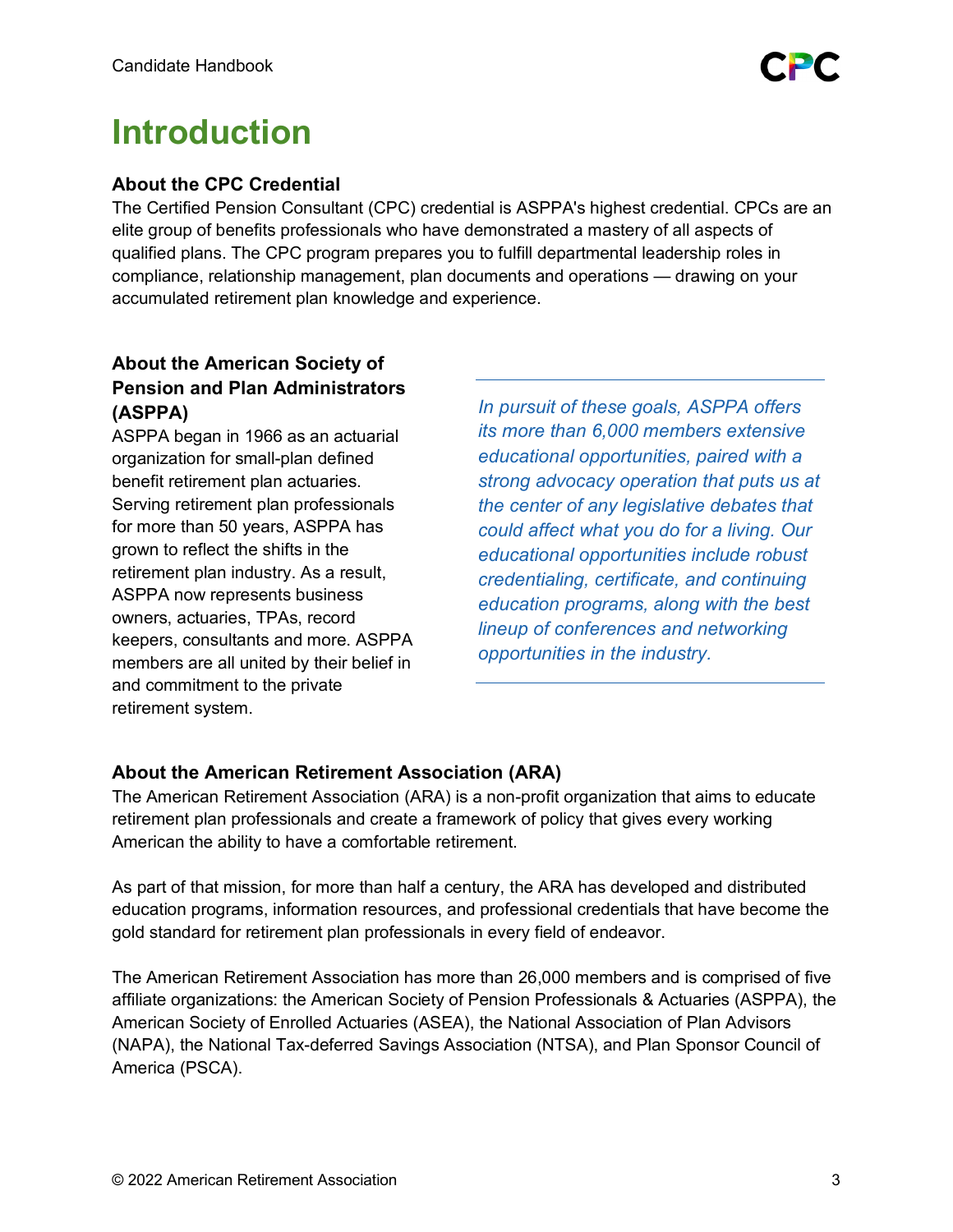# Introduction

### About the CPC Credential

The Certified Pension Consultant (CPC) credential is ASPPA's highest credential. CPCs are an elite group of benefits professionals who have demonstrated a mastery of all aspects of qualified plans. The CPC program prepares you to fulfill departmental leadership roles in compliance, relationship management, plan documents and operations — drawing on your accumulated retirement plan knowledge and experience.

### About the American Society of Pension and Plan Administrators (ASPPA)

ASPPA began in 1966 as an actuarial organization for small-plan defined benefit retirement plan actuaries. Serving retirement plan professionals for more than 50 years, ASPPA has grown to reflect the shifts in the retirement plan industry. As a result, ASPPA now represents business owners, actuaries, TPAs, record keepers, consultants and more. ASPPA members are all united by their belief in and commitment to the private retirement system.

*In pursuit of these goals, ASPPA offers its more than 6,000 members extensive educational opportunities, paired with a strong advocacy operation that puts us at the center of any legislative debates that could affect what you do for a living. Our educational opportunities include robust credentialing, certificate, and continuing education programs, along with the best lineup of conferences and networking opportunities in the industry.*

### About the American Retirement Association (ARA)

The American Retirement Association (ARA) is a non-profit organization that aims to educate retirement plan professionals and create a framework of policy that gives every working American the ability to have a comfortable retirement.

As part of that mission, for more than half a century, the ARA has developed and distributed education programs, information resources, and professional credentials that have become the gold standard for retirement plan professionals in every field of endeavor.

The American Retirement Association has more than 26,000 members and is comprised of five affiliate organizations: the American Society of Pension Professionals & Actuaries (ASPPA), the American Society of Enrolled Actuaries (ASEA), the National Association of Plan Advisors (NAPA), the National Tax-deferred Savings Association (NTSA), and Plan Sponsor Council of America (PSCA).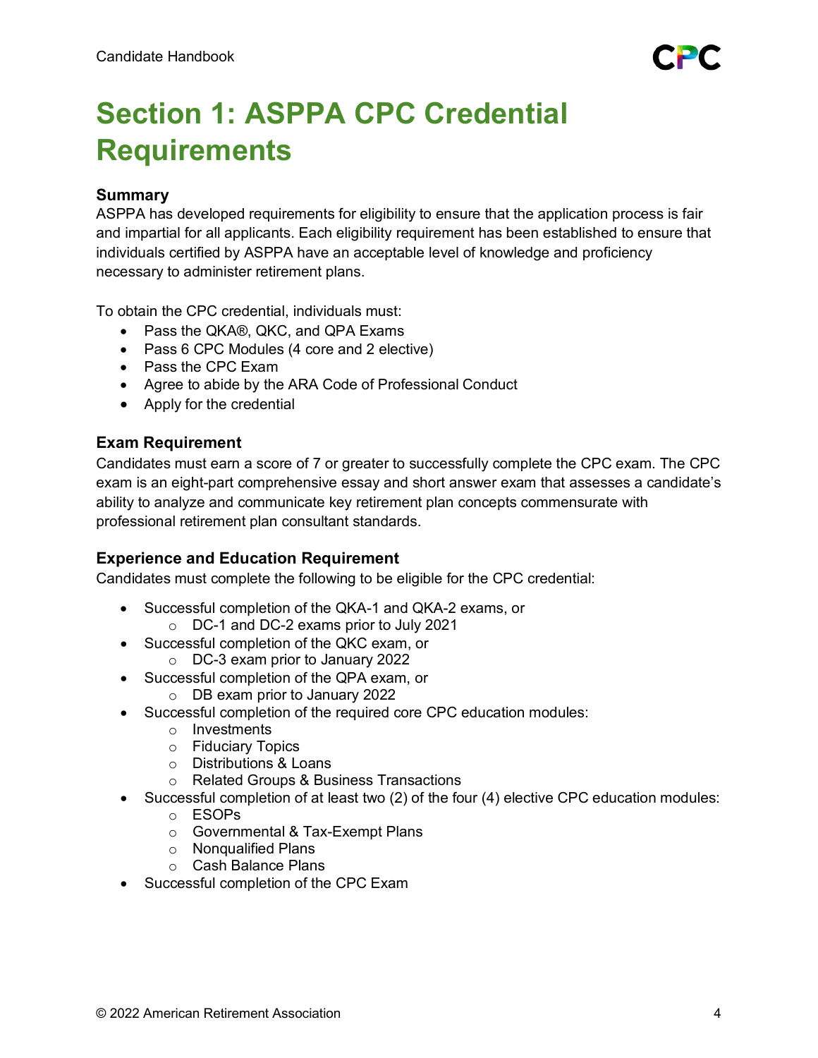# Section 1: ASPPA CPC Credential Requirements

### Summary

ASPPA has developed requirements for eligibility to ensure that the application process is fair and impartial for all applicants. Each eligibility requirement has been established to ensure that individuals certified by ASPPA have an acceptable level of knowledge and proficiency necessary to administer retirement plans.

To obtain the CPC credential, individuals must:

- Pass the QKA®, QKC, and QPA Exams
- Pass 6 CPC Modules (4 core and 2 elective)
- Pass the CPC Exam
- Agree to abide by the ARA Code of Professional Conduct
- Apply for the credential

### Exam Requirement

Candidates must earn a score of 7 or greater to successfully complete the CPC exam. The CPC exam is an eight-part comprehensive essay and short answer exam that assesses a candidate's ability to analyze and communicate key retirement plan concepts commensurate with professional retirement plan consultant standards.

### Experience and Education Requirement

Candidates must complete the following to be eligible for the CPC credential:

- Successful completion of the QKA-1 and QKA-2 exams, or
  - DC-1 and DC-2 exams prior to July 2021
- Successful completion of the QKC exam, or
  - DC-3 exam prior to January 2022
- Successful completion of the QPA exam, or
  - DB exam prior to January 2022
- Successful completion of the required core CPC education modules:
  - Investments
  - Fiduciary Topics
  - Distributions & Loans
  - Related Groups & Business Transactions
- Successful completion of at least two (2) of the four (4) elective CPC education modules:
  - ESOPs
  - Governmental & Tax-Exempt Plans
  - Nonqualified Plans
  - Cash Balance Plans
- Successful completion of the CPC Exam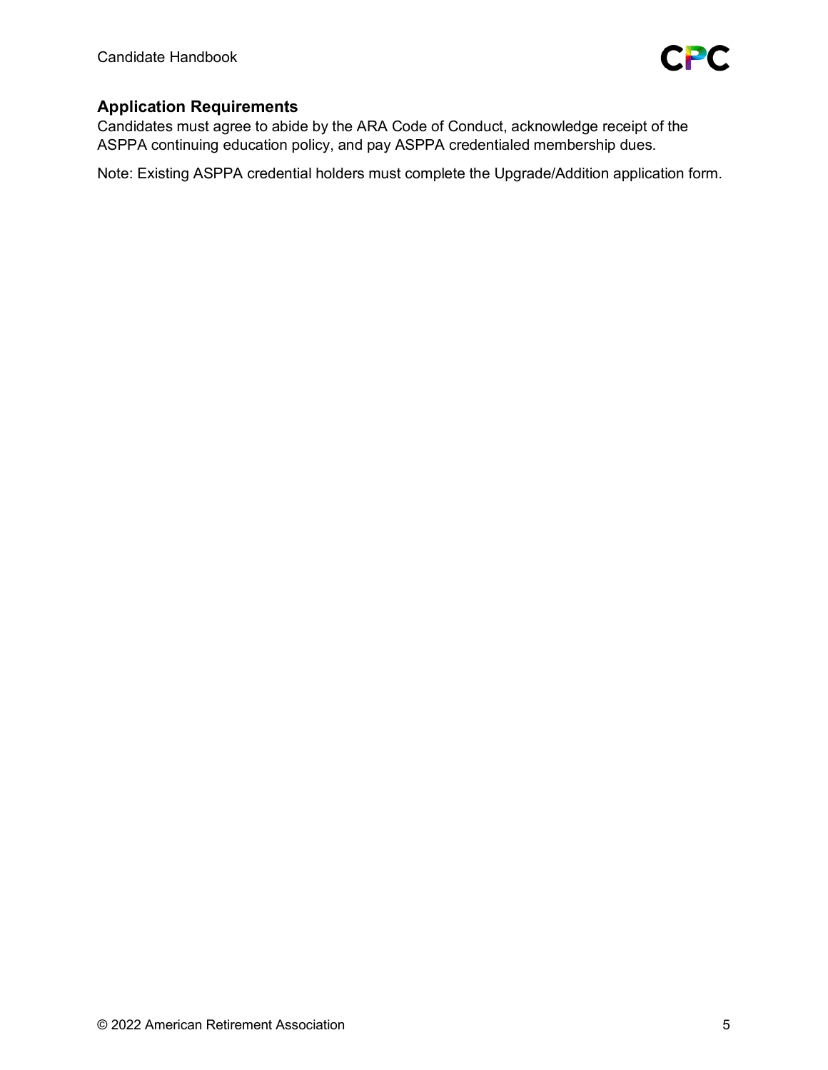### Application Requirements

Candidates must agree to abide by the ARA Code of Conduct, acknowledge receipt of the ASPPA continuing education policy, and pay ASPPA credentialed membership dues.

Note: Existing ASPPA credential holders must complete the Upgrade/Addition application form.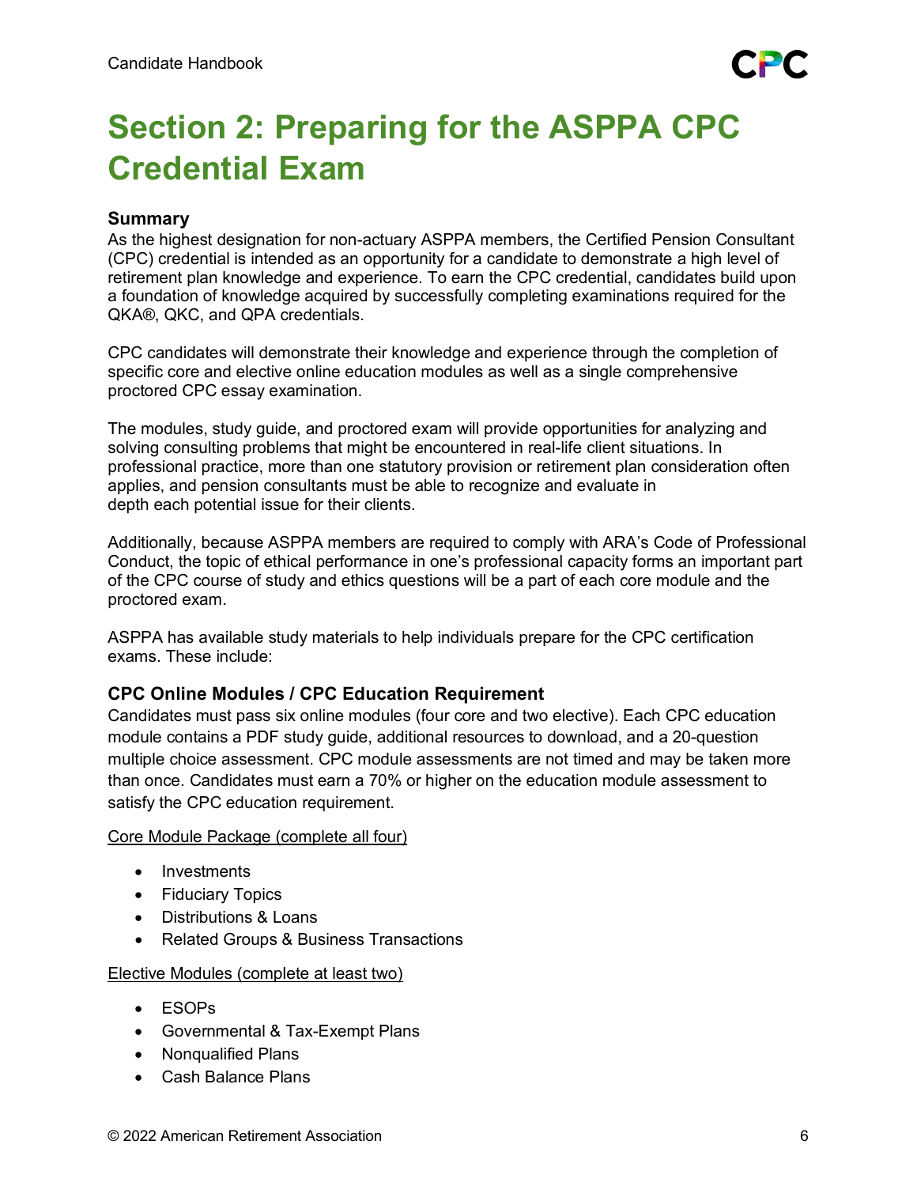# Section 2: Preparing for the ASPPA CPC Credential Exam

### Summary

As the highest designation for non-actuary ASPPA members, the Certified Pension Consultant (CPC) credential is intended as an opportunity for a candidate to demonstrate a high level of retirement plan knowledge and experience. To earn the CPC credential, candidates build upon a foundation of knowledge acquired by successfully completing examinations required for the QKA®, QKC, and QPA credentials.

CPC candidates will demonstrate their knowledge and experience through the completion of specific core and elective online education modules as well as a single comprehensive proctored CPC essay examination.

The modules, study guide, and proctored exam will provide opportunities for analyzing and solving consulting problems that might be encountered in real-life client situations. In professional practice, more than one statutory provision or retirement plan consideration often applies, and pension consultants must be able to recognize and evaluate in depth each potential issue for their clients.

Additionally, because ASPPA members are required to comply with ARA's Code of Professional Conduct, the topic of ethical performance in one's professional capacity forms an important part of the CPC course of study and ethics questions will be a part of each core module and the proctored exam.

ASPPA has available study materials to help individuals prepare for the CPC certification exams. These include:

### CPC Online Modules / CPC Education Requirement

Candidates must pass six online modules (four core and two elective). Each CPC education module contains a PDF study guide, additional resources to download, and a 20-question multiple choice assessment. CPC module assessments are not timed and may be taken more than once. Candidates must earn a 70% or higher on the education module assessment to satisfy the CPC education requirement.

Core Module Package (complete all four)

- Investments
- Fiduciary Topics
- Distributions & Loans
- Related Groups & Business Transactions

Elective Modules (complete at least two)

- ESOPs
- Governmental & Tax-Exempt Plans
- Nonqualified Plans
- Cash Balance Plans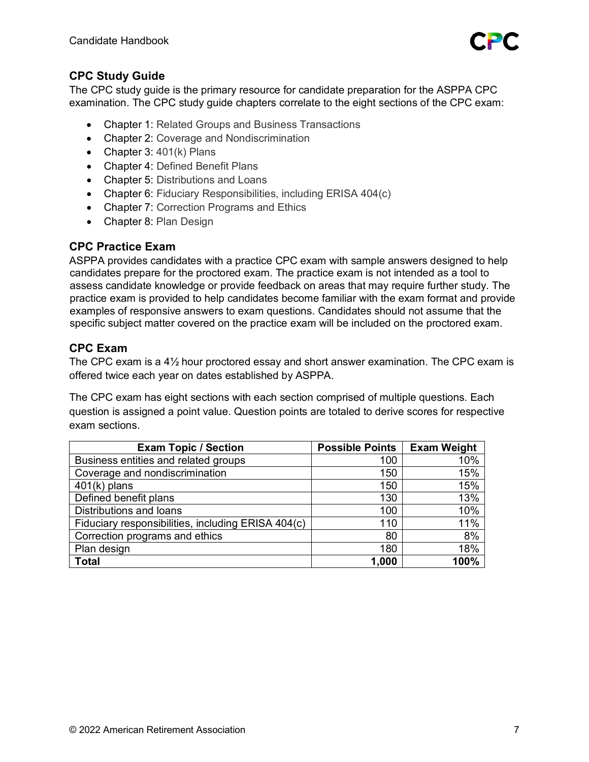## CPC Study Guide

The CPC study guide is the primary resource for candidate preparation for the ASPPA CPC examination. The CPC study guide chapters correlate to the eight sections of the CPC exam:

- Chapter 1: Related Groups and Business Transactions
- Chapter 2: Coverage and Nondiscrimination
- Chapter 3: 401(k) Plans
- Chapter 4: Defined Benefit Plans
- Chapter 5: Distributions and Loans
- Chapter 6: Fiduciary Responsibilities, including ERISA 404(c)
- Chapter 7: Correction Programs and Ethics
- Chapter 8: Plan Design

## CPC Practice Exam

ASPPA provides candidates with a practice CPC exam with sample answers designed to help candidates prepare for the proctored exam. The practice exam is not intended as a tool to assess candidate knowledge or provide feedback on areas that may require further study. The practice exam is provided to help candidates become familiar with the exam format and provide examples of responsive answers to exam questions. Candidates should not assume that the specific subject matter covered on the practice exam will be included on the proctored exam.

## CPC Exam

The CPC exam is a 4½ hour proctored essay and short answer examination. The CPC exam is offered twice each year on dates established by ASPPA.

The CPC exam has eight sections with each section comprised of multiple questions. Each question is assigned a point value. Question points are totaled to derive scores for respective exam sections.

| Exam Topic / Section | Possible Points | Exam Weight |
|---|---|---|
| Business entities and related groups | 100 | 10% |
| Coverage and nondiscrimination | 150 | 15% |
| 401(k) plans | 150 | 15% |
| Defined benefit plans | 130 | 13% |
| Distributions and loans | 100 | 10% |
| Fiduciary responsibilities, including ERISA 404(c) | 110 | 11% |
| Correction programs and ethics | 80 | 8% |
| Plan design | 180 | 18% |
| **Total** | **1,000** | **100%** |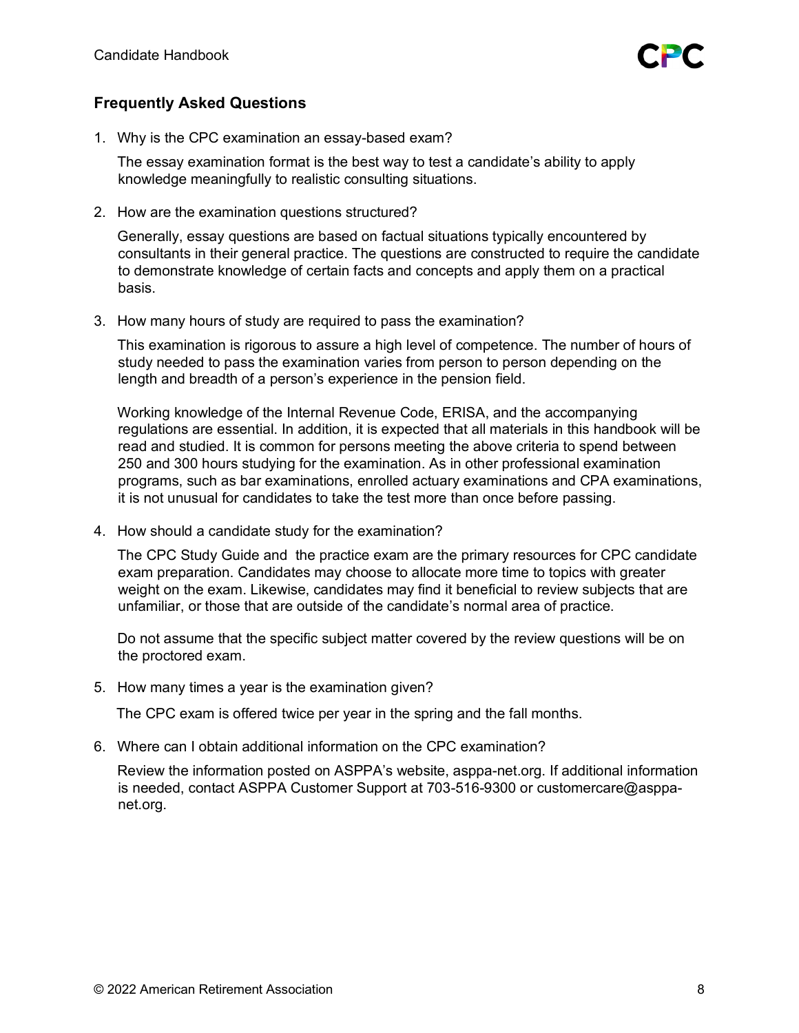## Frequently Asked Questions

1. Why is the CPC examination an essay-based exam?

   The essay examination format is the best way to test a candidate's ability to apply knowledge meaningfully to realistic consulting situations.

2. How are the examination questions structured?

   Generally, essay questions are based on factual situations typically encountered by consultants in their general practice. The questions are constructed to require the candidate to demonstrate knowledge of certain facts and concepts and apply them on a practical basis.

3. How many hours of study are required to pass the examination?

   This examination is rigorous to assure a high level of competence. The number of hours of study needed to pass the examination varies from person to person depending on the length and breadth of a person's experience in the pension field.

   Working knowledge of the Internal Revenue Code, ERISA, and the accompanying regulations are essential. In addition, it is expected that all materials in this handbook will be read and studied. It is common for persons meeting the above criteria to spend between 250 and 300 hours studying for the examination. As in other professional examination programs, such as bar examinations, enrolled actuary examinations and CPA examinations, it is not unusual for candidates to take the test more than once before passing.

4. How should a candidate study for the examination?

   The CPC Study Guide and the practice exam are the primary resources for CPC candidate exam preparation. Candidates may choose to allocate more time to topics with greater weight on the exam. Likewise, candidates may find it beneficial to review subjects that are unfamiliar, or those that are outside of the candidate's normal area of practice.

   Do not assume that the specific subject matter covered by the review questions will be on the proctored exam.

5. How many times a year is the examination given?

   The CPC exam is offered twice per year in the spring and the fall months.

6. Where can I obtain additional information on the CPC examination?

   Review the information posted on ASPPA's website, asppa-net.org. If additional information is needed, contact ASPPA Customer Support at 703-516-9300 or customercare@asppa-net.org.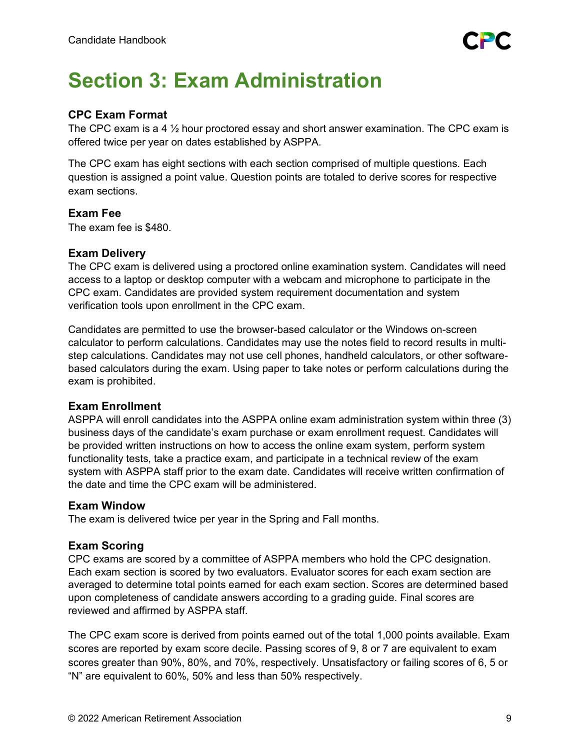# Section 3: Exam Administration

### CPC Exam Format

The CPC exam is a 4 ½ hour proctored essay and short answer examination. The CPC exam is offered twice per year on dates established by ASPPA.

The CPC exam has eight sections with each section comprised of multiple questions. Each question is assigned a point value. Question points are totaled to derive scores for respective exam sections.

### Exam Fee

The exam fee is $480.

### Exam Delivery

The CPC exam is delivered using a proctored online examination system. Candidates will need access to a laptop or desktop computer with a webcam and microphone to participate in the CPC exam. Candidates are provided system requirement documentation and system verification tools upon enrollment in the CPC exam.

Candidates are permitted to use the browser-based calculator or the Windows on-screen calculator to perform calculations. Candidates may use the notes field to record results in multi-step calculations. Candidates may not use cell phones, handheld calculators, or other software-based calculators during the exam. Using paper to take notes or perform calculations during the exam is prohibited.

### Exam Enrollment

ASPPA will enroll candidates into the ASPPA online exam administration system within three (3) business days of the candidate's exam purchase or exam enrollment request. Candidates will be provided written instructions on how to access the online exam system, perform system functionality tests, take a practice exam, and participate in a technical review of the exam system with ASPPA staff prior to the exam date. Candidates will receive written confirmation of the date and time the CPC exam will be administered.

### Exam Window

The exam is delivered twice per year in the Spring and Fall months.

### Exam Scoring

CPC exams are scored by a committee of ASPPA members who hold the CPC designation. Each exam section is scored by two evaluators. Evaluator scores for each exam section are averaged to determine total points earned for each exam section. Scores are determined based upon completeness of candidate answers according to a grading guide. Final scores are reviewed and affirmed by ASPPA staff.

The CPC exam score is derived from points earned out of the total 1,000 points available. Exam scores are reported by exam score decile. Passing scores of 9, 8 or 7 are equivalent to exam scores greater than 90%, 80%, and 70%, respectively. Unsatisfactory or failing scores of 6, 5 or "N" are equivalent to 60%, 50% and less than 50% respectively.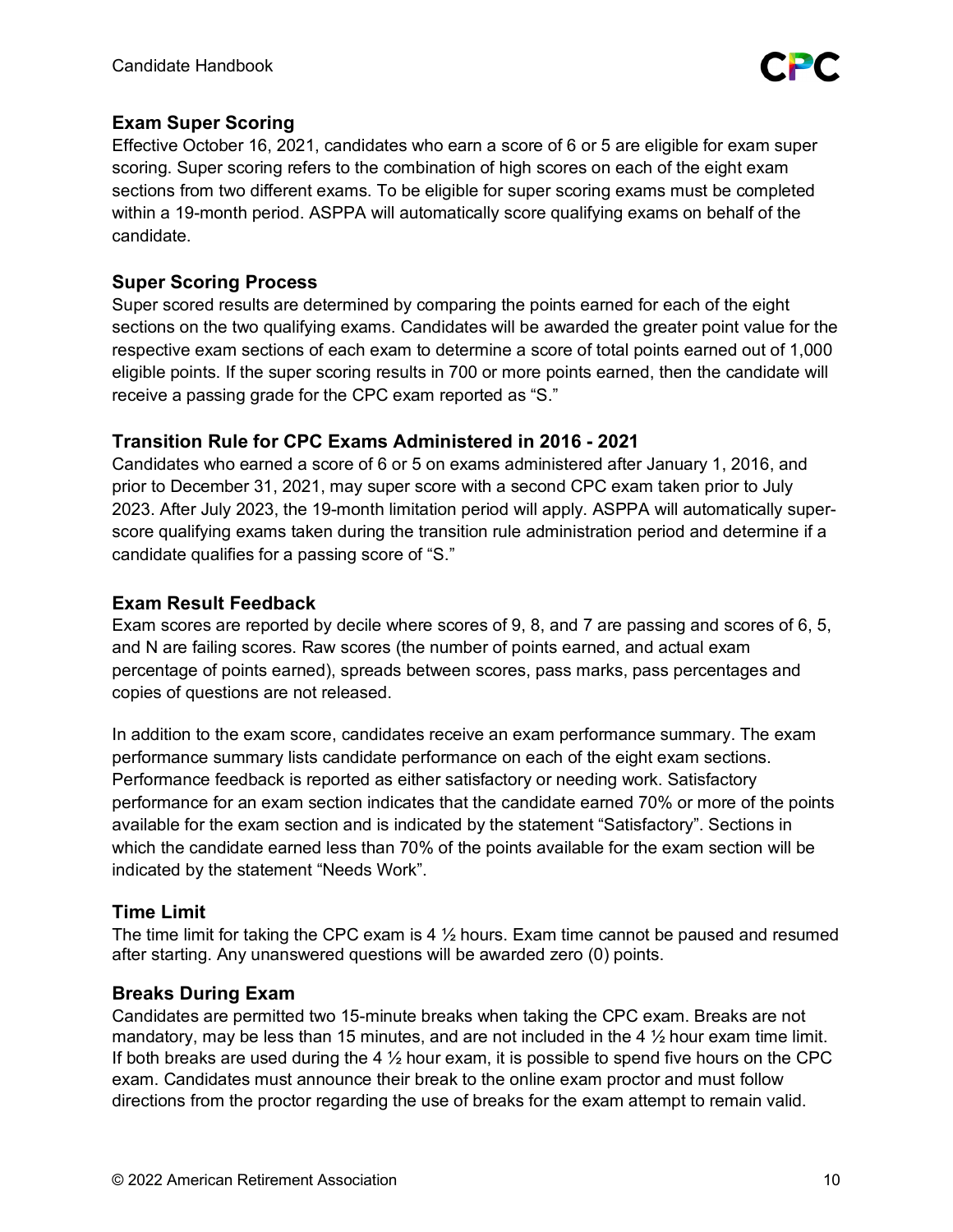### Exam Super Scoring

Effective October 16, 2021, candidates who earn a score of 6 or 5 are eligible for exam super scoring. Super scoring refers to the combination of high scores on each of the eight exam sections from two different exams. To be eligible for super scoring exams must be completed within a 19-month period. ASPPA will automatically score qualifying exams on behalf of the candidate.

### Super Scoring Process

Super scored results are determined by comparing the points earned for each of the eight sections on the two qualifying exams. Candidates will be awarded the greater point value for the respective exam sections of each exam to determine a score of total points earned out of 1,000 eligible points. If the super scoring results in 700 or more points earned, then the candidate will receive a passing grade for the CPC exam reported as "S."

### Transition Rule for CPC Exams Administered in 2016 - 2021

Candidates who earned a score of 6 or 5 on exams administered after January 1, 2016, and prior to December 31, 2021, may super score with a second CPC exam taken prior to July 2023. After July 2023, the 19-month limitation period will apply. ASPPA will automatically super-score qualifying exams taken during the transition rule administration period and determine if a candidate qualifies for a passing score of "S."

### Exam Result Feedback

Exam scores are reported by decile where scores of 9, 8, and 7 are passing and scores of 6, 5, and N are failing scores. Raw scores (the number of points earned, and actual exam percentage of points earned), spreads between scores, pass marks, pass percentages and copies of questions are not released.

In addition to the exam score, candidates receive an exam performance summary. The exam performance summary lists candidate performance on each of the eight exam sections. Performance feedback is reported as either satisfactory or needing work. Satisfactory performance for an exam section indicates that the candidate earned 70% or more of the points available for the exam section and is indicated by the statement "Satisfactory". Sections in which the candidate earned less than 70% of the points available for the exam section will be indicated by the statement "Needs Work".

### Time Limit

The time limit for taking the CPC exam is 4 ½ hours. Exam time cannot be paused and resumed after starting. Any unanswered questions will be awarded zero (0) points.

### Breaks During Exam

Candidates are permitted two 15-minute breaks when taking the CPC exam. Breaks are not mandatory, may be less than 15 minutes, and are not included in the 4 ½ hour exam time limit. If both breaks are used during the 4 ½ hour exam, it is possible to spend five hours on the CPC exam. Candidates must announce their break to the online exam proctor and must follow directions from the proctor regarding the use of breaks for the exam attempt to remain valid.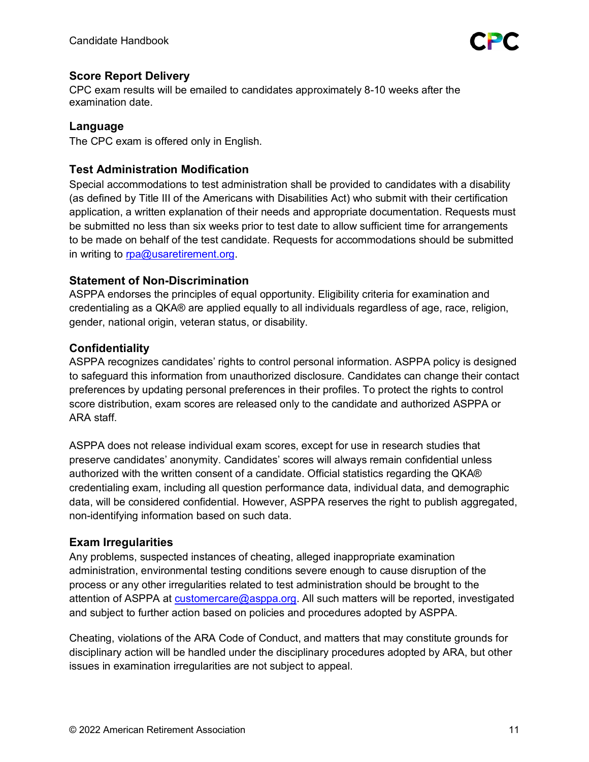## Score Report Delivery

CPC exam results will be emailed to candidates approximately 8-10 weeks after the examination date.

## Language

The CPC exam is offered only in English.

## Test Administration Modification

Special accommodations to test administration shall be provided to candidates with a disability (as defined by Title III of the Americans with Disabilities Act) who submit with their certification application, a written explanation of their needs and appropriate documentation. Requests must be submitted no less than six weeks prior to test date to allow sufficient time for arrangements to be made on behalf of the test candidate. Requests for accommodations should be submitted in writing to rpa@usaretirement.org.

## Statement of Non-Discrimination

ASPPA endorses the principles of equal opportunity. Eligibility criteria for examination and credentialing as a QKA® are applied equally to all individuals regardless of age, race, religion, gender, national origin, veteran status, or disability.

## Confidentiality

ASPPA recognizes candidates' rights to control personal information. ASPPA policy is designed to safeguard this information from unauthorized disclosure. Candidates can change their contact preferences by updating personal preferences in their profiles. To protect the rights to control score distribution, exam scores are released only to the candidate and authorized ASPPA or ARA staff.

ASPPA does not release individual exam scores, except for use in research studies that preserve candidates' anonymity. Candidates' scores will always remain confidential unless authorized with the written consent of a candidate. Official statistics regarding the QKA® credentialing exam, including all question performance data, individual data, and demographic data, will be considered confidential. However, ASPPA reserves the right to publish aggregated, non-identifying information based on such data.

## Exam Irregularities

Any problems, suspected instances of cheating, alleged inappropriate examination administration, environmental testing conditions severe enough to cause disruption of the process or any other irregularities related to test administration should be brought to the attention of ASPPA at customercare@asppa.org. All such matters will be reported, investigated and subject to further action based on policies and procedures adopted by ASPPA.

Cheating, violations of the ARA Code of Conduct, and matters that may constitute grounds for disciplinary action will be handled under the disciplinary procedures adopted by ARA, but other issues in examination irregularities are not subject to appeal.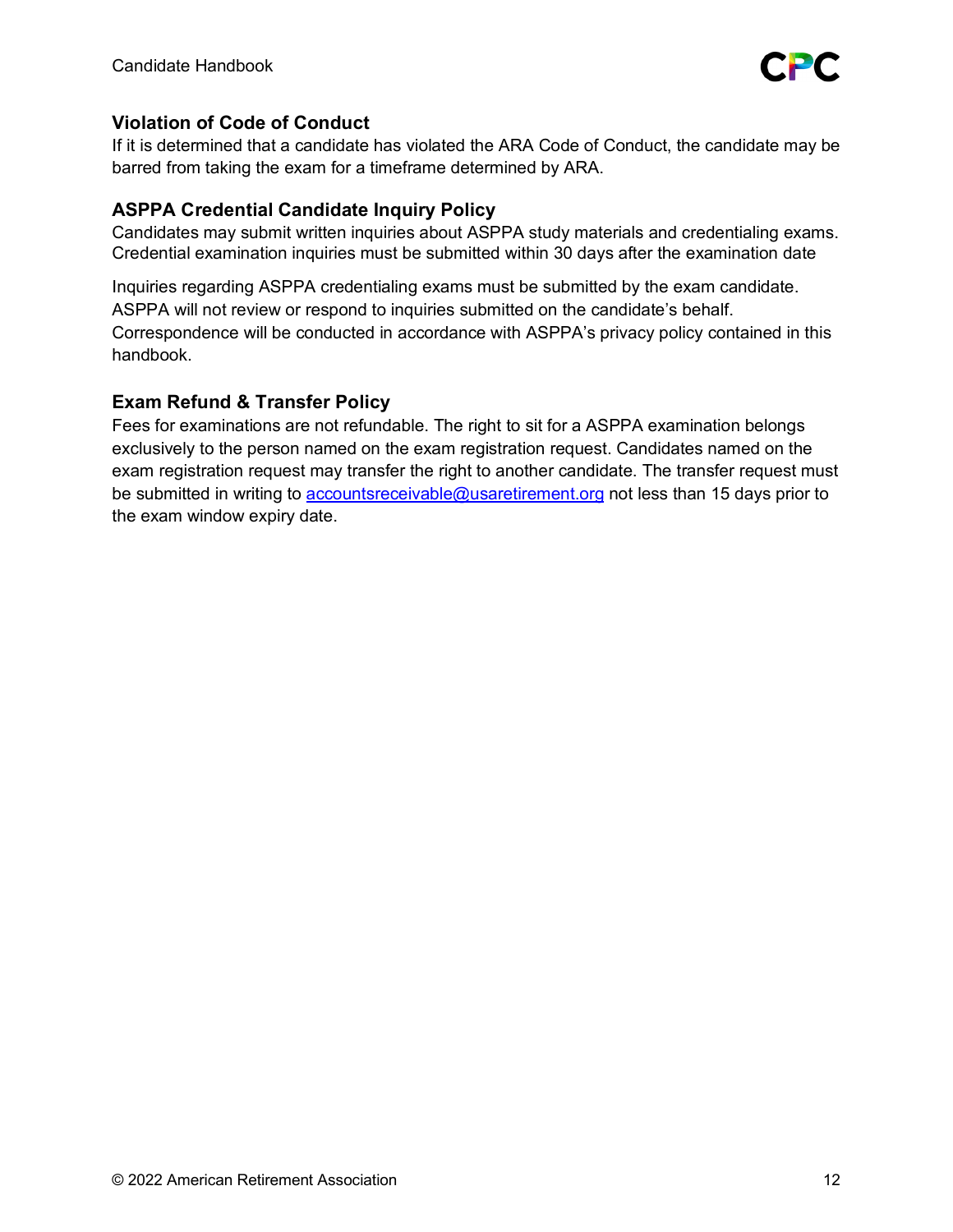### Violation of Code of Conduct

If it is determined that a candidate has violated the ARA Code of Conduct, the candidate may be barred from taking the exam for a timeframe determined by ARA.

### ASPPA Credential Candidate Inquiry Policy

Candidates may submit written inquiries about ASPPA study materials and credentialing exams. Credential examination inquiries must be submitted within 30 days after the examination date

Inquiries regarding ASPPA credentialing exams must be submitted by the exam candidate. ASPPA will not review or respond to inquiries submitted on the candidate's behalf. Correspondence will be conducted in accordance with ASPPA's privacy policy contained in this handbook.

### Exam Refund & Transfer Policy

Fees for examinations are not refundable. The right to sit for a ASPPA examination belongs exclusively to the person named on the exam registration request. Candidates named on the exam registration request may transfer the right to another candidate. The transfer request must be submitted in writing to [accountsreceivable@usaretirement.org](mailto:accountsreceivable@usaretirement.org) not less than 15 days prior to the exam window expiry date.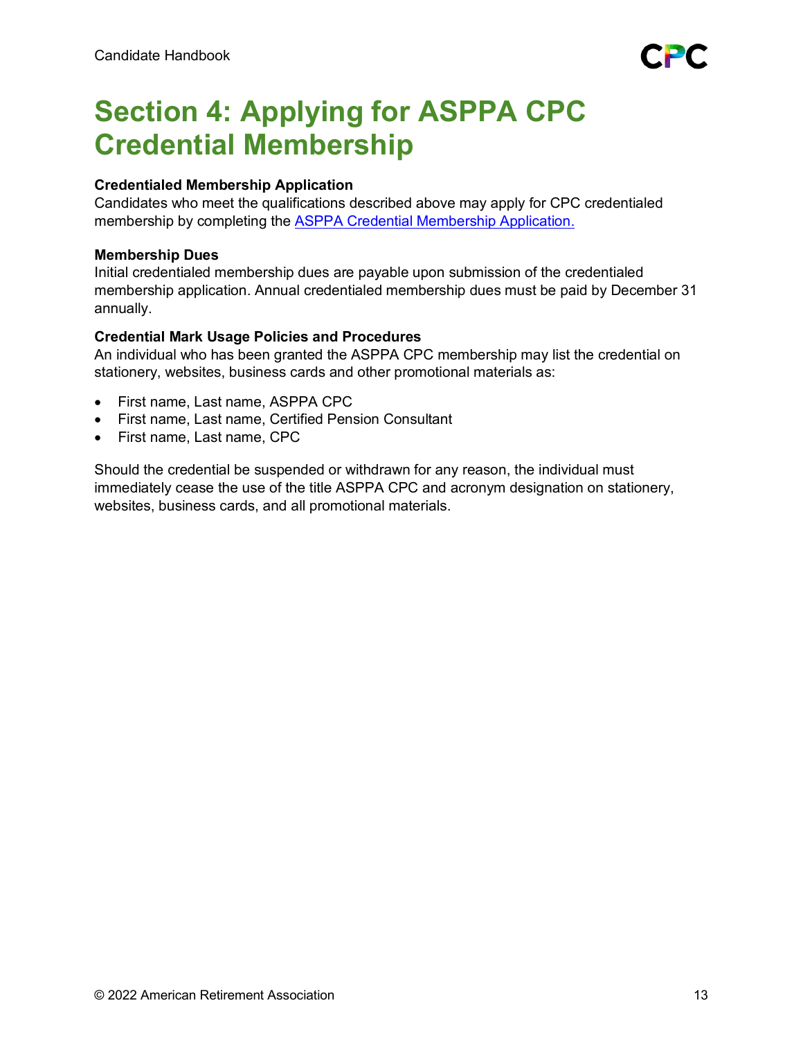# Section 4: Applying for ASPPA CPC Credential Membership

**Credentialed Membership Application**

Candidates who meet the qualifications described above may apply for CPC credentialed membership by completing the ASPPA Credential Membership Application.

**Membership Dues**

Initial credentialed membership dues are payable upon submission of the credentialed membership application. Annual credentialed membership dues must be paid by December 31 annually.

**Credential Mark Usage Policies and Procedures**

An individual who has been granted the ASPPA CPC membership may list the credential on stationery, websites, business cards and other promotional materials as:

- First name, Last name, ASPPA CPC
- First name, Last name, Certified Pension Consultant
- First name, Last name, CPC

Should the credential be suspended or withdrawn for any reason, the individual must immediately cease the use of the title ASPPA CPC and acronym designation on stationery, websites, business cards, and all promotional materials.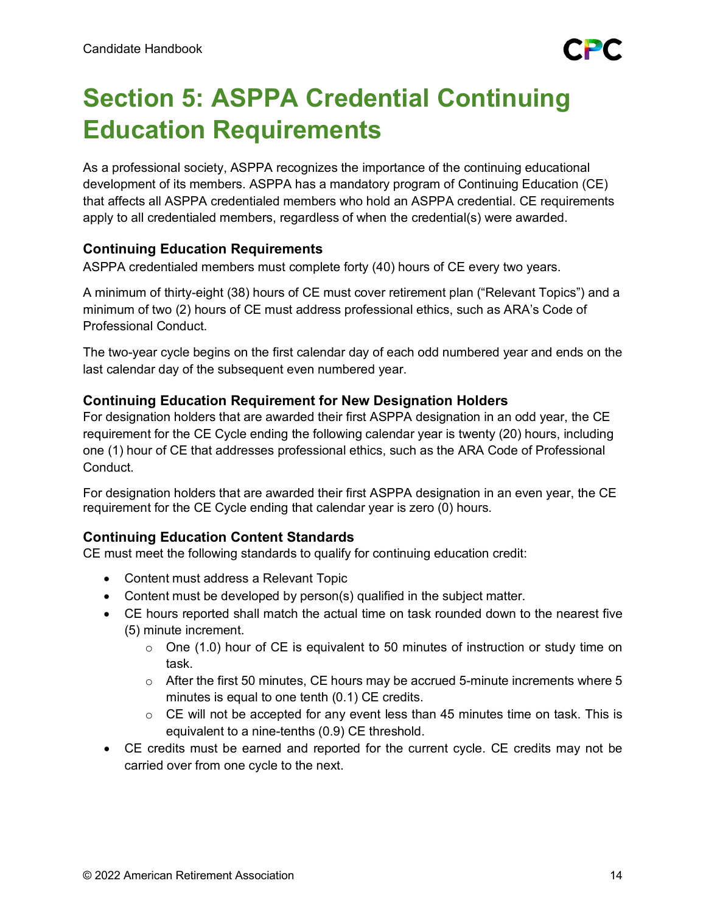# Section 5: ASPPA Credential Continuing Education Requirements

As a professional society, ASPPA recognizes the importance of the continuing educational development of its members. ASPPA has a mandatory program of Continuing Education (CE) that affects all ASPPA credentialed members who hold an ASPPA credential. CE requirements apply to all credentialed members, regardless of when the credential(s) were awarded.

### Continuing Education Requirements

ASPPA credentialed members must complete forty (40) hours of CE every two years.

A minimum of thirty-eight (38) hours of CE must cover retirement plan ("Relevant Topics") and a minimum of two (2) hours of CE must address professional ethics, such as ARA's Code of Professional Conduct.

The two-year cycle begins on the first calendar day of each odd numbered year and ends on the last calendar day of the subsequent even numbered year.

### Continuing Education Requirement for New Designation Holders

For designation holders that are awarded their first ASPPA designation in an odd year, the CE requirement for the CE Cycle ending the following calendar year is twenty (20) hours, including one (1) hour of CE that addresses professional ethics, such as the ARA Code of Professional Conduct.

For designation holders that are awarded their first ASPPA designation in an even year, the CE requirement for the CE Cycle ending that calendar year is zero (0) hours.

### Continuing Education Content Standards

CE must meet the following standards to qualify for continuing education credit:

- Content must address a Relevant Topic
- Content must be developed by person(s) qualified in the subject matter.
- CE hours reported shall match the actual time on task rounded down to the nearest five (5) minute increment.
  - One (1.0) hour of CE is equivalent to 50 minutes of instruction or study time on task.
  - After the first 50 minutes, CE hours may be accrued 5-minute increments where 5 minutes is equal to one tenth (0.1) CE credits.
  - CE will not be accepted for any event less than 45 minutes time on task. This is equivalent to a nine-tenths (0.9) CE threshold.
- CE credits must be earned and reported for the current cycle. CE credits may not be carried over from one cycle to the next.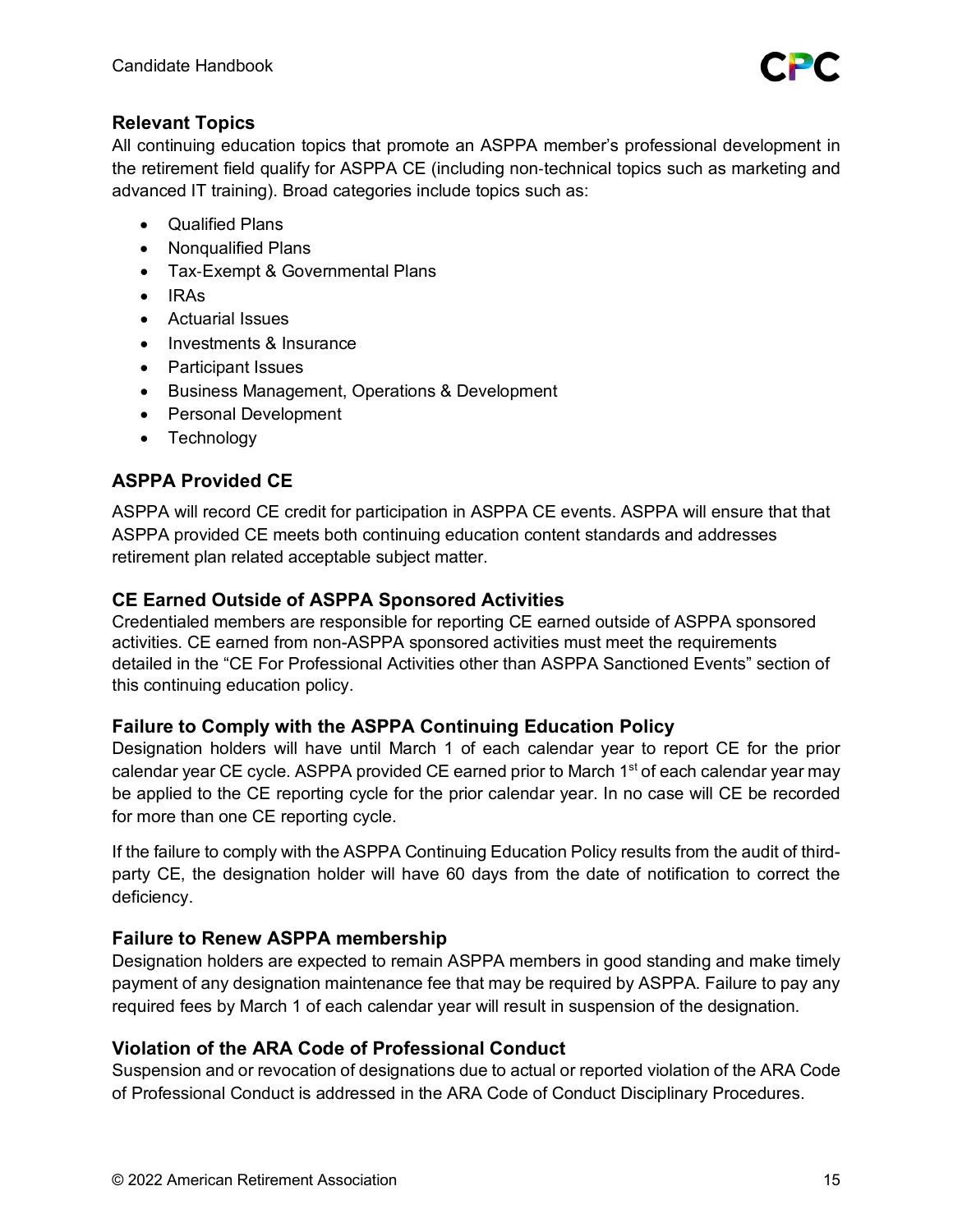### Relevant Topics

All continuing education topics that promote an ASPPA member's professional development in the retirement field qualify for ASPPA CE (including non-technical topics such as marketing and advanced IT training). Broad categories include topics such as:

- Qualified Plans
- Nonqualified Plans
- Tax-Exempt & Governmental Plans
- IRAs
- Actuarial Issues
- Investments & Insurance
- Participant Issues
- Business Management, Operations & Development
- Personal Development
- Technology

### ASPPA Provided CE

ASPPA will record CE credit for participation in ASPPA CE events. ASPPA will ensure that that ASPPA provided CE meets both continuing education content standards and addresses retirement plan related acceptable subject matter.

### CE Earned Outside of ASPPA Sponsored Activities

Credentialed members are responsible for reporting CE earned outside of ASPPA sponsored activities. CE earned from non-ASPPA sponsored activities must meet the requirements detailed in the "CE For Professional Activities other than ASPPA Sanctioned Events" section of this continuing education policy.

### Failure to Comply with the ASPPA Continuing Education Policy

Designation holders will have until March 1 of each calendar year to report CE for the prior calendar year CE cycle. ASPPA provided CE earned prior to March 1st of each calendar year may be applied to the CE reporting cycle for the prior calendar year. In no case will CE be recorded for more than one CE reporting cycle.

If the failure to comply with the ASPPA Continuing Education Policy results from the audit of third-party CE, the designation holder will have 60 days from the date of notification to correct the deficiency.

### Failure to Renew ASPPA membership

Designation holders are expected to remain ASPPA members in good standing and make timely payment of any designation maintenance fee that may be required by ASPPA. Failure to pay any required fees by March 1 of each calendar year will result in suspension of the designation.

### Violation of the ARA Code of Professional Conduct

Suspension and or revocation of designations due to actual or reported violation of the ARA Code of Professional Conduct is addressed in the ARA Code of Conduct Disciplinary Procedures.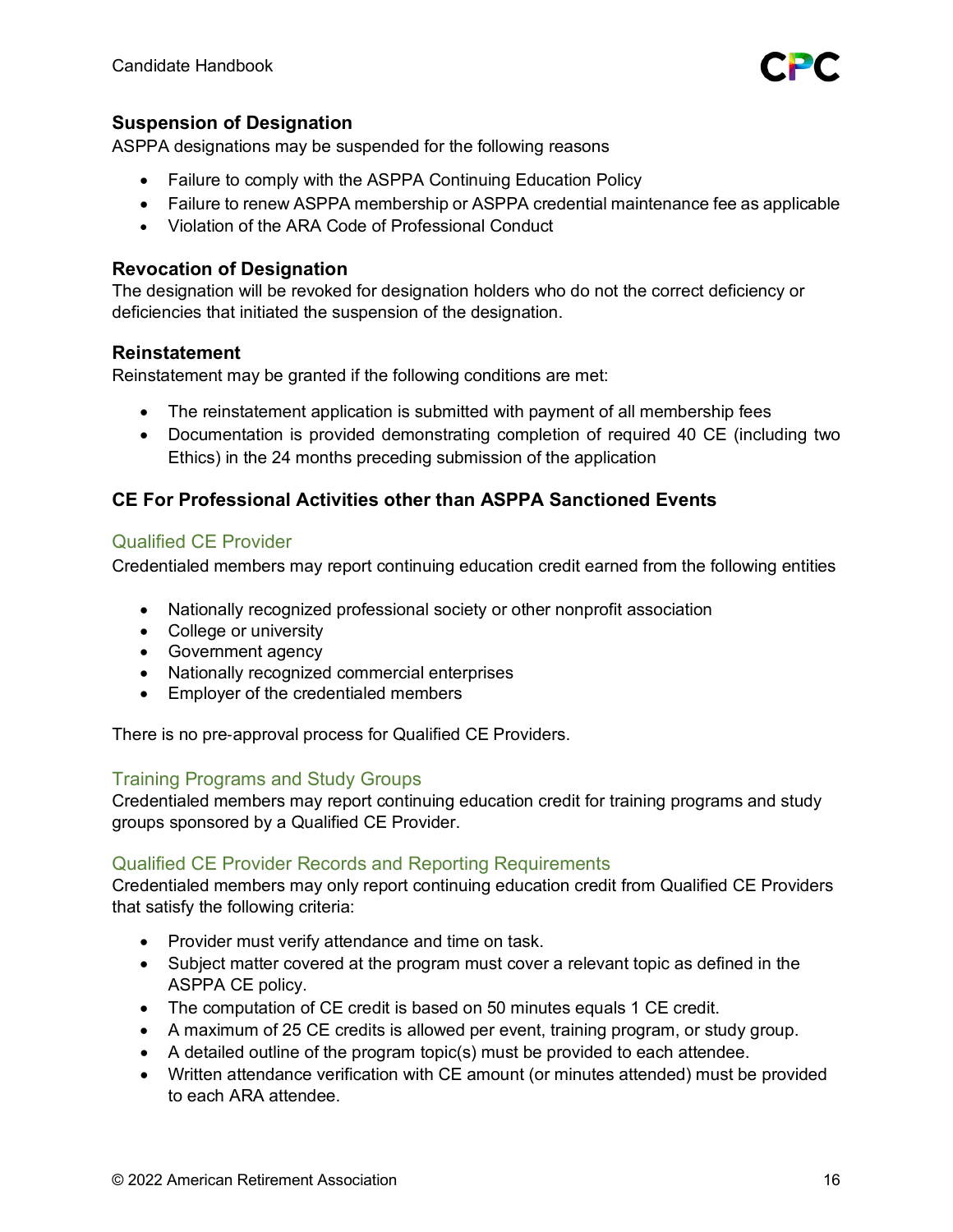### Suspension of Designation

ASPPA designations may be suspended for the following reasons

- Failure to comply with the ASPPA Continuing Education Policy
- Failure to renew ASPPA membership or ASPPA credential maintenance fee as applicable
- Violation of the ARA Code of Professional Conduct

### Revocation of Designation

The designation will be revoked for designation holders who do not the correct deficiency or deficiencies that initiated the suspension of the designation.

### Reinstatement

Reinstatement may be granted if the following conditions are met:

- The reinstatement application is submitted with payment of all membership fees
- Documentation is provided demonstrating completion of required 40 CE (including two Ethics) in the 24 months preceding submission of the application

### CE For Professional Activities other than ASPPA Sanctioned Events

#### Qualified CE Provider

Credentialed members may report continuing education credit earned from the following entities

- Nationally recognized professional society or other nonprofit association
- College or university
- Government agency
- Nationally recognized commercial enterprises
- Employer of the credentialed members

There is no pre-approval process for Qualified CE Providers.

#### Training Programs and Study Groups

Credentialed members may report continuing education credit for training programs and study groups sponsored by a Qualified CE Provider.

#### Qualified CE Provider Records and Reporting Requirements

Credentialed members may only report continuing education credit from Qualified CE Providers that satisfy the following criteria:

- Provider must verify attendance and time on task.
- Subject matter covered at the program must cover a relevant topic as defined in the ASPPA CE policy.
- The computation of CE credit is based on 50 minutes equals 1 CE credit.
- A maximum of 25 CE credits is allowed per event, training program, or study group.
- A detailed outline of the program topic(s) must be provided to each attendee.
- Written attendance verification with CE amount (or minutes attended) must be provided to each ARA attendee.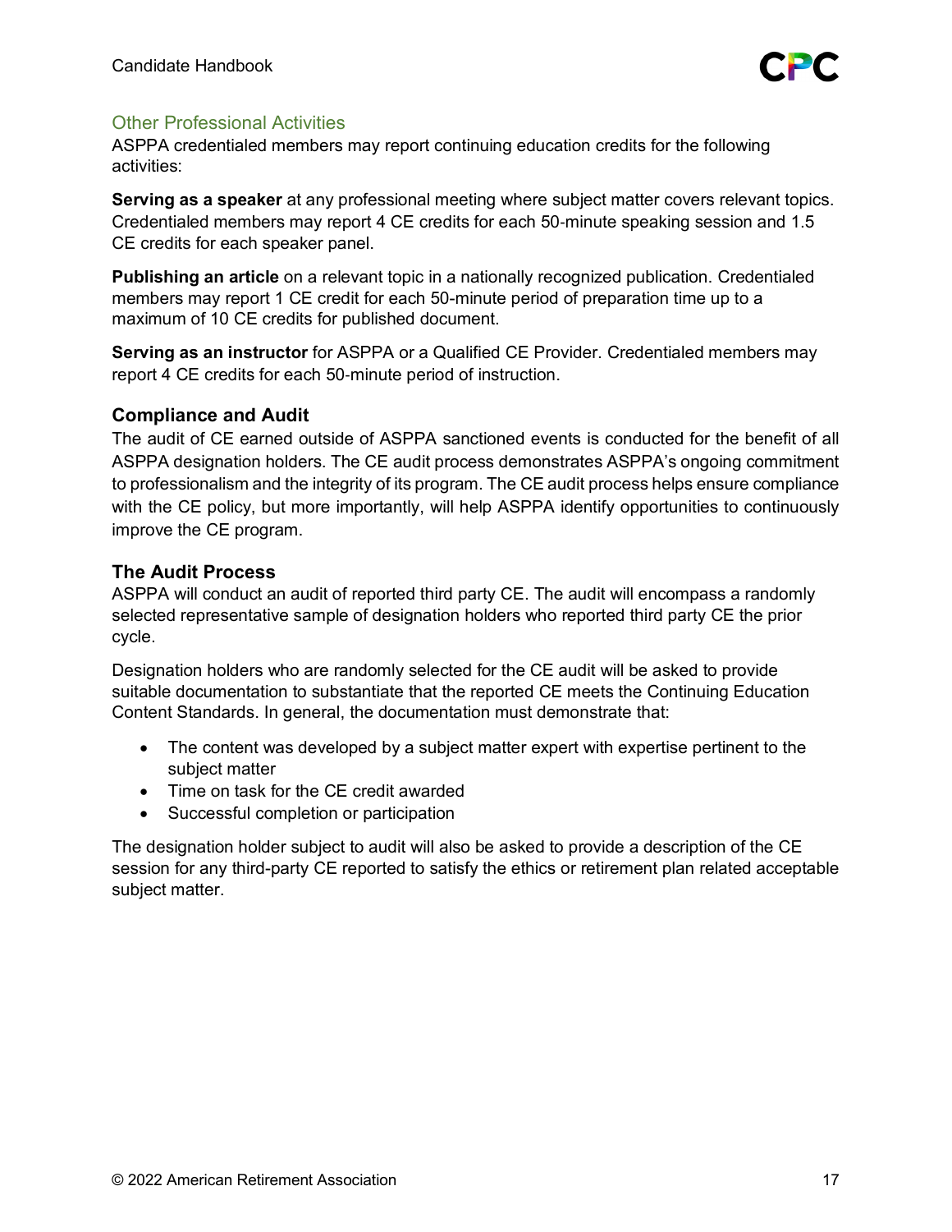### Other Professional Activities

ASPPA credentialed members may report continuing education credits for the following activities:

**Serving as a speaker** at any professional meeting where subject matter covers relevant topics. Credentialed members may report 4 CE credits for each 50-minute speaking session and 1.5 CE credits for each speaker panel.

**Publishing an article** on a relevant topic in a nationally recognized publication. Credentialed members may report 1 CE credit for each 50-minute period of preparation time up to a maximum of 10 CE credits for published document.

**Serving as an instructor** for ASPPA or a Qualified CE Provider. Credentialed members may report 4 CE credits for each 50-minute period of instruction.

## Compliance and Audit

The audit of CE earned outside of ASPPA sanctioned events is conducted for the benefit of all ASPPA designation holders. The CE audit process demonstrates ASPPA's ongoing commitment to professionalism and the integrity of its program. The CE audit process helps ensure compliance with the CE policy, but more importantly, will help ASPPA identify opportunities to continuously improve the CE program.

## The Audit Process

ASPPA will conduct an audit of reported third party CE. The audit will encompass a randomly selected representative sample of designation holders who reported third party CE the prior cycle.

Designation holders who are randomly selected for the CE audit will be asked to provide suitable documentation to substantiate that the reported CE meets the Continuing Education Content Standards. In general, the documentation must demonstrate that:

- The content was developed by a subject matter expert with expertise pertinent to the subject matter
- Time on task for the CE credit awarded
- Successful completion or participation

The designation holder subject to audit will also be asked to provide a description of the CE session for any third-party CE reported to satisfy the ethics or retirement plan related acceptable subject matter.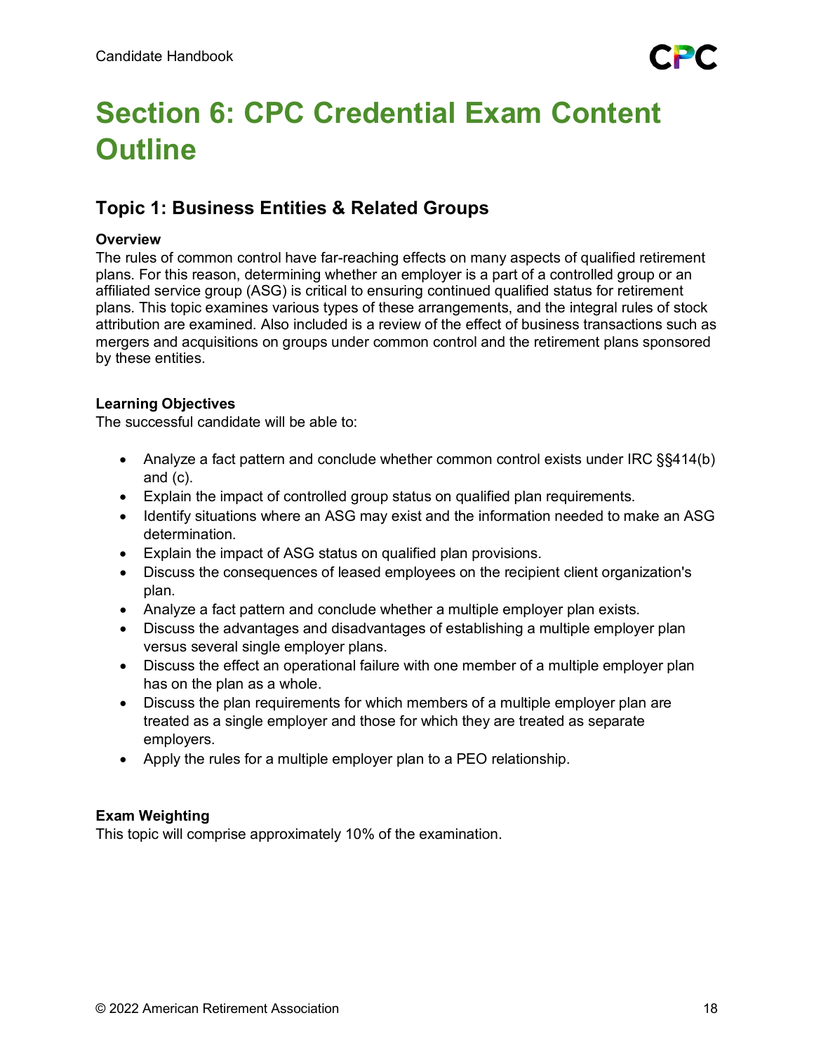# Section 6: CPC Credential Exam Content Outline

## Topic 1: Business Entities & Related Groups

**Overview**

The rules of common control have far-reaching effects on many aspects of qualified retirement plans. For this reason, determining whether an employer is a part of a controlled group or an affiliated service group (ASG) is critical to ensuring continued qualified status for retirement plans. This topic examines various types of these arrangements, and the integral rules of stock attribution are examined. Also included is a review of the effect of business transactions such as mergers and acquisitions on groups under common control and the retirement plans sponsored by these entities.

**Learning Objectives**

The successful candidate will be able to:

- Analyze a fact pattern and conclude whether common control exists under IRC §§414(b) and (c).
- Explain the impact of controlled group status on qualified plan requirements.
- Identify situations where an ASG may exist and the information needed to make an ASG determination.
- Explain the impact of ASG status on qualified plan provisions.
- Discuss the consequences of leased employees on the recipient client organization's plan.
- Analyze a fact pattern and conclude whether a multiple employer plan exists.
- Discuss the advantages and disadvantages of establishing a multiple employer plan versus several single employer plans.
- Discuss the effect an operational failure with one member of a multiple employer plan has on the plan as a whole.
- Discuss the plan requirements for which members of a multiple employer plan are treated as a single employer and those for which they are treated as separate employers.
- Apply the rules for a multiple employer plan to a PEO relationship.

**Exam Weighting**

This topic will comprise approximately 10% of the examination.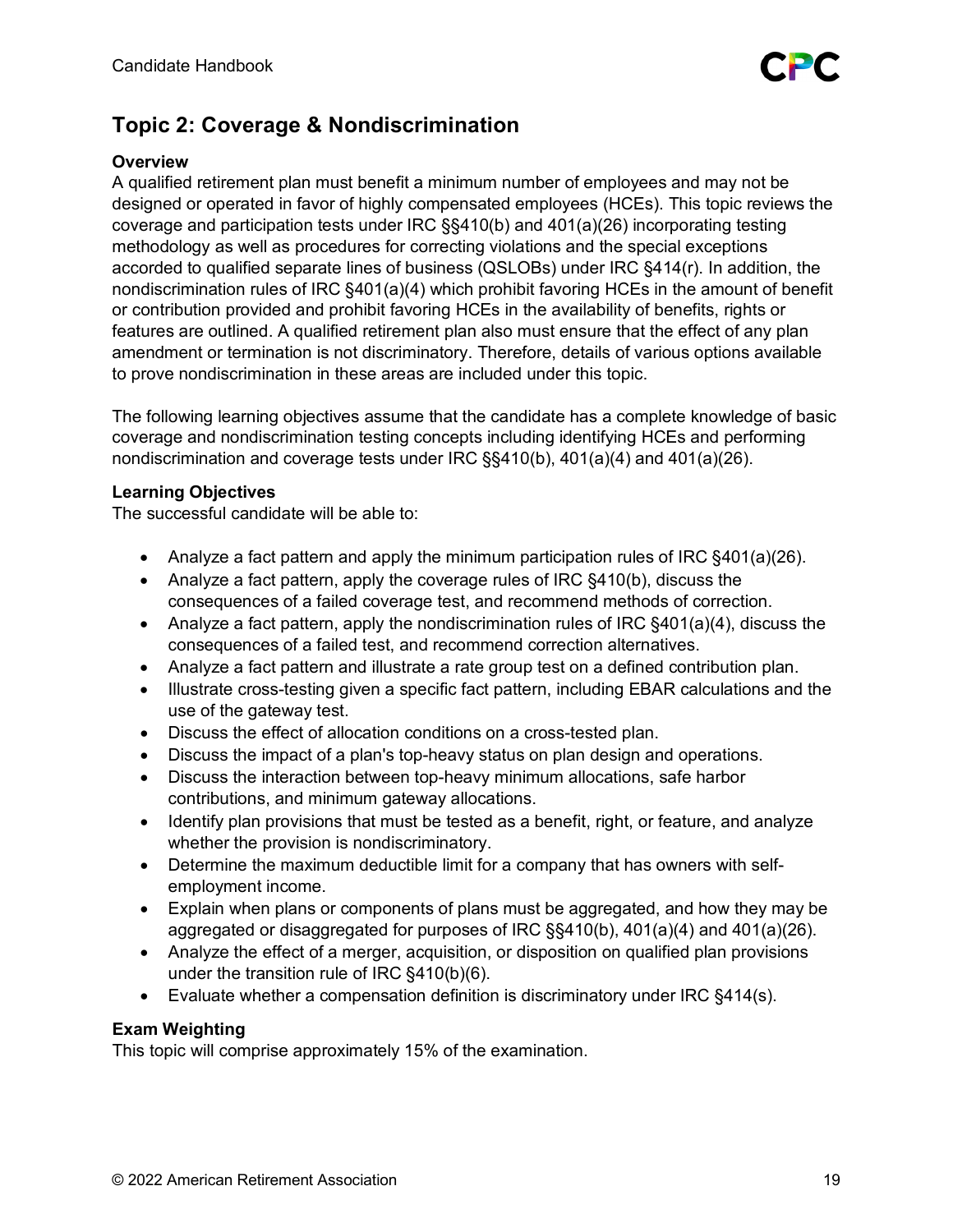## Topic 2: Coverage & Nondiscrimination

**Overview**

A qualified retirement plan must benefit a minimum number of employees and may not be designed or operated in favor of highly compensated employees (HCEs). This topic reviews the coverage and participation tests under IRC §§410(b) and 401(a)(26) incorporating testing methodology as well as procedures for correcting violations and the special exceptions accorded to qualified separate lines of business (QSLOBs) under IRC §414(r). In addition, the nondiscrimination rules of IRC §401(a)(4) which prohibit favoring HCEs in the amount of benefit or contribution provided and prohibit favoring HCEs in the availability of benefits, rights or features are outlined. A qualified retirement plan also must ensure that the effect of any plan amendment or termination is not discriminatory. Therefore, details of various options available to prove nondiscrimination in these areas are included under this topic.

The following learning objectives assume that the candidate has a complete knowledge of basic coverage and nondiscrimination testing concepts including identifying HCEs and performing nondiscrimination and coverage tests under IRC §§410(b), 401(a)(4) and 401(a)(26).

**Learning Objectives**

The successful candidate will be able to:

- Analyze a fact pattern and apply the minimum participation rules of IRC §401(a)(26).
- Analyze a fact pattern, apply the coverage rules of IRC §410(b), discuss the consequences of a failed coverage test, and recommend methods of correction.
- Analyze a fact pattern, apply the nondiscrimination rules of IRC §401(a)(4), discuss the consequences of a failed test, and recommend correction alternatives.
- Analyze a fact pattern and illustrate a rate group test on a defined contribution plan.
- Illustrate cross-testing given a specific fact pattern, including EBAR calculations and the use of the gateway test.
- Discuss the effect of allocation conditions on a cross-tested plan.
- Discuss the impact of a plan's top-heavy status on plan design and operations.
- Discuss the interaction between top-heavy minimum allocations, safe harbor contributions, and minimum gateway allocations.
- Identify plan provisions that must be tested as a benefit, right, or feature, and analyze whether the provision is nondiscriminatory.
- Determine the maximum deductible limit for a company that has owners with self-employment income.
- Explain when plans or components of plans must be aggregated, and how they may be aggregated or disaggregated for purposes of IRC §§410(b), 401(a)(4) and 401(a)(26).
- Analyze the effect of a merger, acquisition, or disposition on qualified plan provisions under the transition rule of IRC §410(b)(6).
- Evaluate whether a compensation definition is discriminatory under IRC §414(s).

**Exam Weighting**

This topic will comprise approximately 15% of the examination.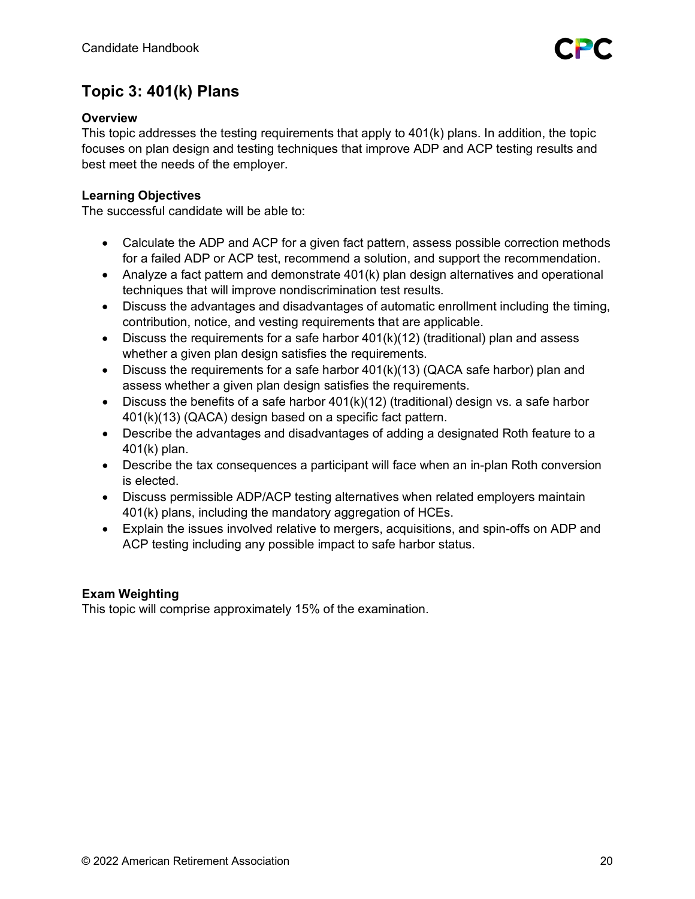## Topic 3: 401(k) Plans

**Overview**

This topic addresses the testing requirements that apply to 401(k) plans. In addition, the topic focuses on plan design and testing techniques that improve ADP and ACP testing results and best meet the needs of the employer.

**Learning Objectives**

The successful candidate will be able to:

- Calculate the ADP and ACP for a given fact pattern, assess possible correction methods for a failed ADP or ACP test, recommend a solution, and support the recommendation.
- Analyze a fact pattern and demonstrate 401(k) plan design alternatives and operational techniques that will improve nondiscrimination test results.
- Discuss the advantages and disadvantages of automatic enrollment including the timing, contribution, notice, and vesting requirements that are applicable.
- Discuss the requirements for a safe harbor 401(k)(12) (traditional) plan and assess whether a given plan design satisfies the requirements.
- Discuss the requirements for a safe harbor 401(k)(13) (QACA safe harbor) plan and assess whether a given plan design satisfies the requirements.
- Discuss the benefits of a safe harbor 401(k)(12) (traditional) design vs. a safe harbor 401(k)(13) (QACA) design based on a specific fact pattern.
- Describe the advantages and disadvantages of adding a designated Roth feature to a 401(k) plan.
- Describe the tax consequences a participant will face when an in-plan Roth conversion is elected.
- Discuss permissible ADP/ACP testing alternatives when related employers maintain 401(k) plans, including the mandatory aggregation of HCEs.
- Explain the issues involved relative to mergers, acquisitions, and spin-offs on ADP and ACP testing including any possible impact to safe harbor status.

**Exam Weighting**

This topic will comprise approximately 15% of the examination.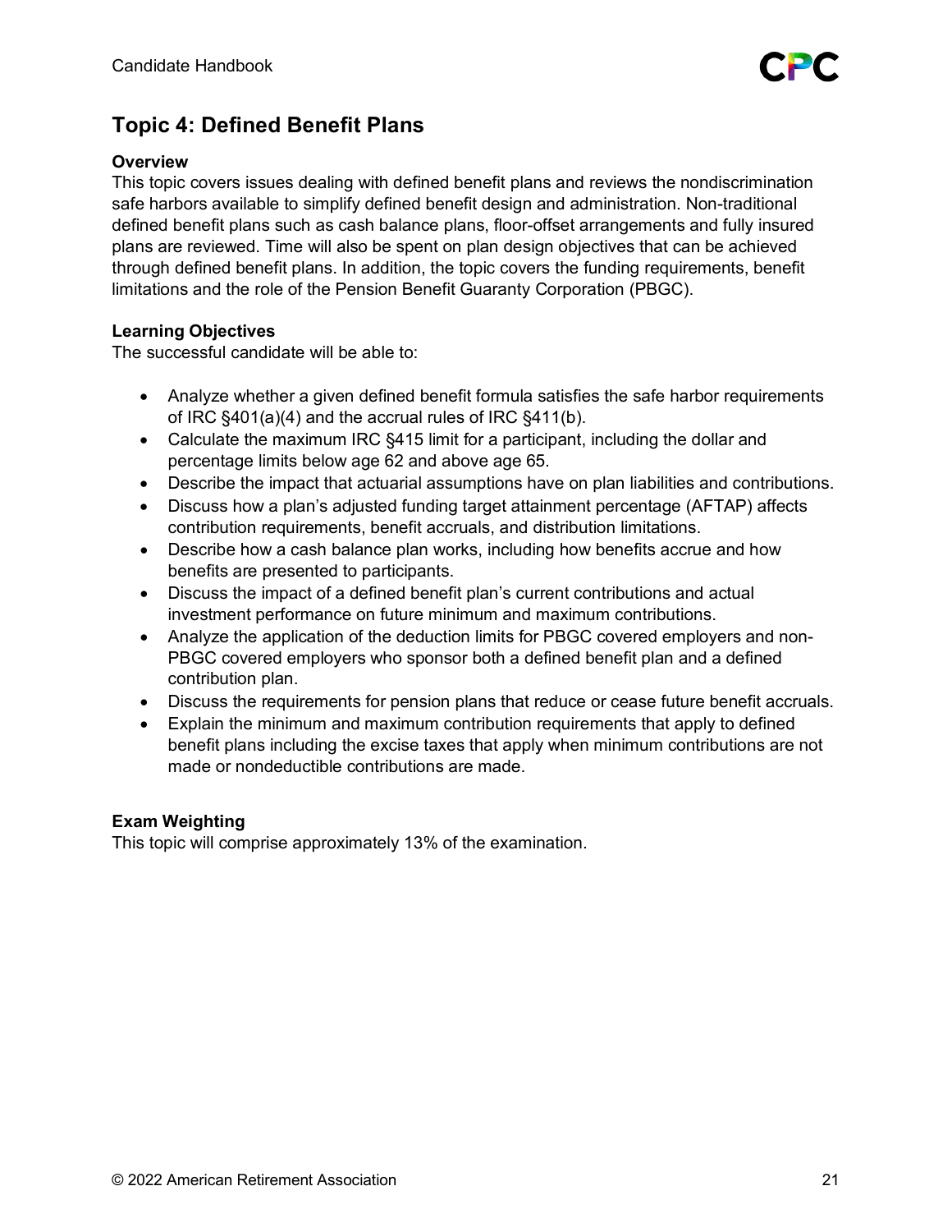## Topic 4: Defined Benefit Plans

**Overview**

This topic covers issues dealing with defined benefit plans and reviews the nondiscrimination safe harbors available to simplify defined benefit design and administration. Non-traditional defined benefit plans such as cash balance plans, floor-offset arrangements and fully insured plans are reviewed. Time will also be spent on plan design objectives that can be achieved through defined benefit plans. In addition, the topic covers the funding requirements, benefit limitations and the role of the Pension Benefit Guaranty Corporation (PBGC).

**Learning Objectives**

The successful candidate will be able to:

- Analyze whether a given defined benefit formula satisfies the safe harbor requirements of IRC §401(a)(4) and the accrual rules of IRC §411(b).
- Calculate the maximum IRC §415 limit for a participant, including the dollar and percentage limits below age 62 and above age 65.
- Describe the impact that actuarial assumptions have on plan liabilities and contributions.
- Discuss how a plan's adjusted funding target attainment percentage (AFTAP) affects contribution requirements, benefit accruals, and distribution limitations.
- Describe how a cash balance plan works, including how benefits accrue and how benefits are presented to participants.
- Discuss the impact of a defined benefit plan's current contributions and actual investment performance on future minimum and maximum contributions.
- Analyze the application of the deduction limits for PBGC covered employers and non-PBGC covered employers who sponsor both a defined benefit plan and a defined contribution plan.
- Discuss the requirements for pension plans that reduce or cease future benefit accruals.
- Explain the minimum and maximum contribution requirements that apply to defined benefit plans including the excise taxes that apply when minimum contributions are not made or nondeductible contributions are made.

**Exam Weighting**

This topic will comprise approximately 13% of the examination.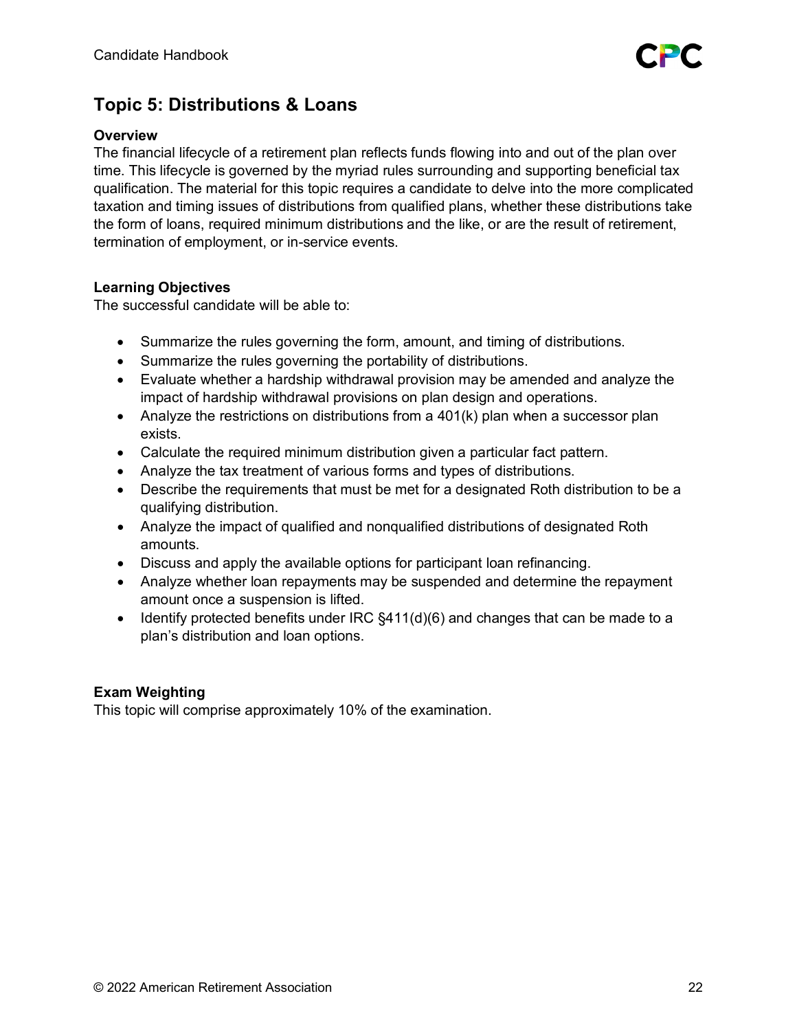## Topic 5: Distributions & Loans

### Overview

The financial lifecycle of a retirement plan reflects funds flowing into and out of the plan over time. This lifecycle is governed by the myriad rules surrounding and supporting beneficial tax qualification. The material for this topic requires a candidate to delve into the more complicated taxation and timing issues of distributions from qualified plans, whether these distributions take the form of loans, required minimum distributions and the like, or are the result of retirement, termination of employment, or in-service events.

### Learning Objectives

The successful candidate will be able to:

- Summarize the rules governing the form, amount, and timing of distributions.
- Summarize the rules governing the portability of distributions.
- Evaluate whether a hardship withdrawal provision may be amended and analyze the impact of hardship withdrawal provisions on plan design and operations.
- Analyze the restrictions on distributions from a 401(k) plan when a successor plan exists.
- Calculate the required minimum distribution given a particular fact pattern.
- Analyze the tax treatment of various forms and types of distributions.
- Describe the requirements that must be met for a designated Roth distribution to be a qualifying distribution.
- Analyze the impact of qualified and nonqualified distributions of designated Roth amounts.
- Discuss and apply the available options for participant loan refinancing.
- Analyze whether loan repayments may be suspended and determine the repayment amount once a suspension is lifted.
- Identify protected benefits under IRC §411(d)(6) and changes that can be made to a plan's distribution and loan options.

### Exam Weighting

This topic will comprise approximately 10% of the examination.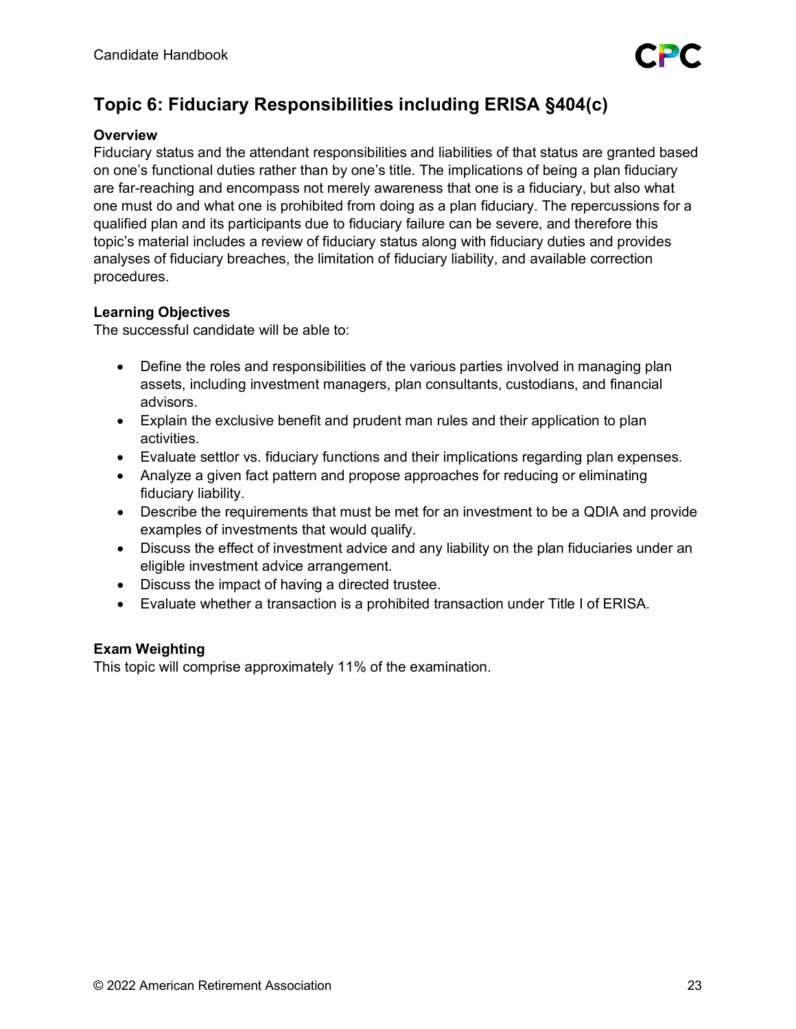## Topic 6: Fiduciary Responsibilities including ERISA §404(c)

**Overview**

Fiduciary status and the attendant responsibilities and liabilities of that status are granted based on one's functional duties rather than by one's title. The implications of being a plan fiduciary are far-reaching and encompass not merely awareness that one is a fiduciary, but also what one must do and what one is prohibited from doing as a plan fiduciary. The repercussions for a qualified plan and its participants due to fiduciary failure can be severe, and therefore this topic's material includes a review of fiduciary status along with fiduciary duties and provides analyses of fiduciary breaches, the limitation of fiduciary liability, and available correction procedures.

**Learning Objectives**

The successful candidate will be able to:

- Define the roles and responsibilities of the various parties involved in managing plan assets, including investment managers, plan consultants, custodians, and financial advisors.
- Explain the exclusive benefit and prudent man rules and their application to plan activities.
- Evaluate settlor vs. fiduciary functions and their implications regarding plan expenses.
- Analyze a given fact pattern and propose approaches for reducing or eliminating fiduciary liability.
- Describe the requirements that must be met for an investment to be a QDIA and provide examples of investments that would qualify.
- Discuss the effect of investment advice and any liability on the plan fiduciaries under an eligible investment advice arrangement.
- Discuss the impact of having a directed trustee.
- Evaluate whether a transaction is a prohibited transaction under Title I of ERISA.

**Exam Weighting**

This topic will comprise approximately 11% of the examination.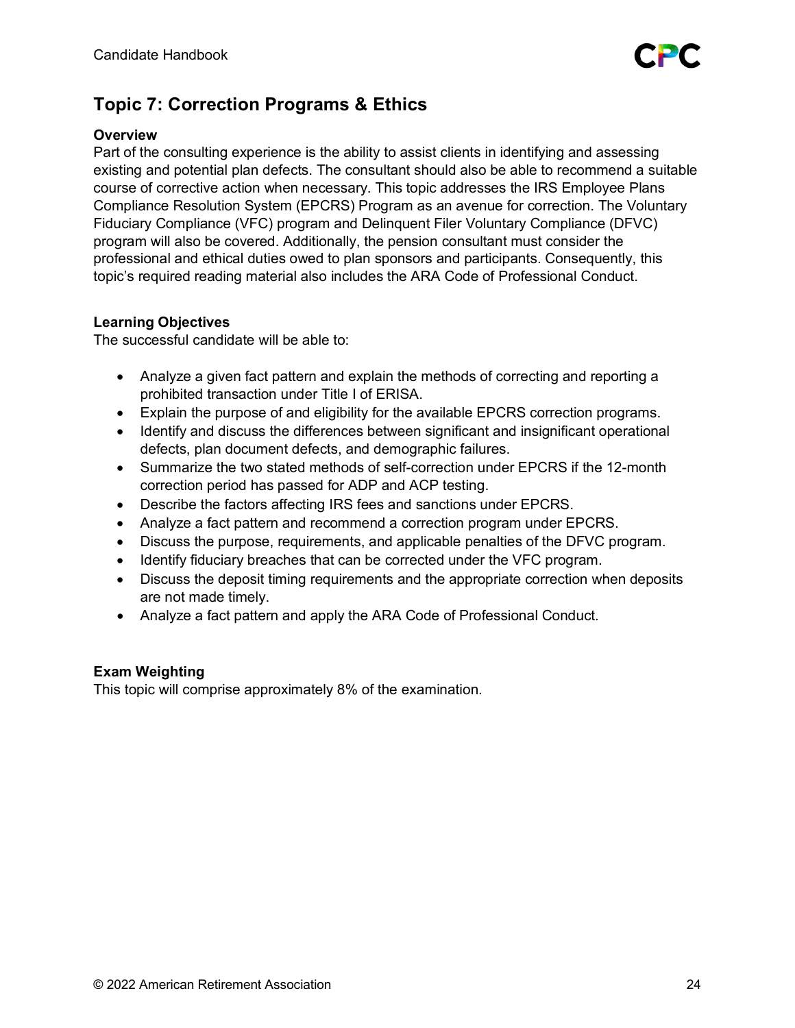## Topic 7: Correction Programs & Ethics

**Overview**

Part of the consulting experience is the ability to assist clients in identifying and assessing existing and potential plan defects. The consultant should also be able to recommend a suitable course of corrective action when necessary. This topic addresses the IRS Employee Plans Compliance Resolution System (EPCRS) Program as an avenue for correction. The Voluntary Fiduciary Compliance (VFC) program and Delinquent Filer Voluntary Compliance (DFVC) program will also be covered. Additionally, the pension consultant must consider the professional and ethical duties owed to plan sponsors and participants. Consequently, this topic's required reading material also includes the ARA Code of Professional Conduct.

**Learning Objectives**

The successful candidate will be able to:

- Analyze a given fact pattern and explain the methods of correcting and reporting a prohibited transaction under Title I of ERISA.
- Explain the purpose of and eligibility for the available EPCRS correction programs.
- Identify and discuss the differences between significant and insignificant operational defects, plan document defects, and demographic failures.
- Summarize the two stated methods of self-correction under EPCRS if the 12-month correction period has passed for ADP and ACP testing.
- Describe the factors affecting IRS fees and sanctions under EPCRS.
- Analyze a fact pattern and recommend a correction program under EPCRS.
- Discuss the purpose, requirements, and applicable penalties of the DFVC program.
- Identify fiduciary breaches that can be corrected under the VFC program.
- Discuss the deposit timing requirements and the appropriate correction when deposits are not made timely.
- Analyze a fact pattern and apply the ARA Code of Professional Conduct.

**Exam Weighting**

This topic will comprise approximately 8% of the examination.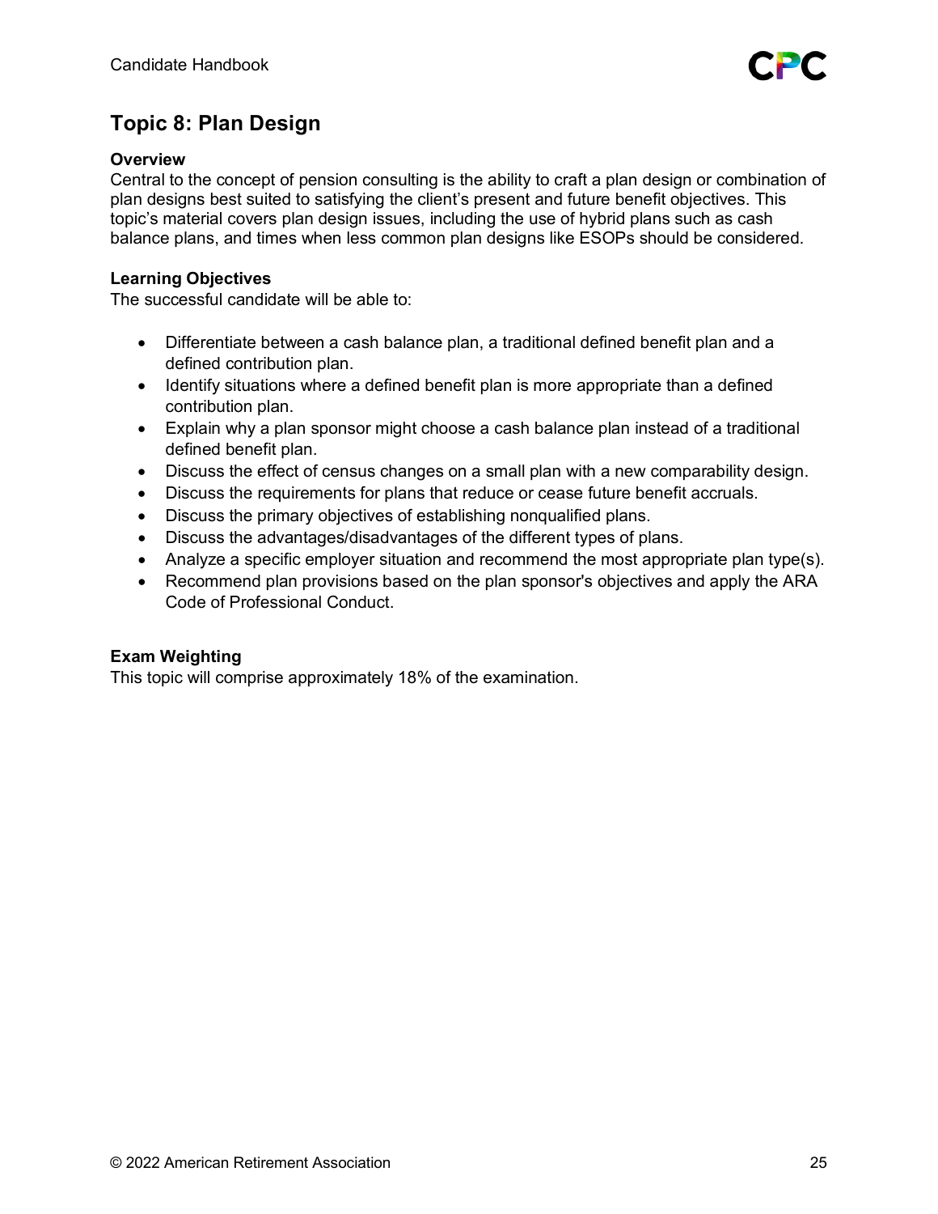## Topic 8: Plan Design

**Overview**
Central to the concept of pension consulting is the ability to craft a plan design or combination of plan designs best suited to satisfying the client's present and future benefit objectives. This topic's material covers plan design issues, including the use of hybrid plans such as cash balance plans, and times when less common plan designs like ESOPs should be considered.

**Learning Objectives**
The successful candidate will be able to:

- Differentiate between a cash balance plan, a traditional defined benefit plan and a defined contribution plan.
- Identify situations where a defined benefit plan is more appropriate than a defined contribution plan.
- Explain why a plan sponsor might choose a cash balance plan instead of a traditional defined benefit plan.
- Discuss the effect of census changes on a small plan with a new comparability design.
- Discuss the requirements for plans that reduce or cease future benefit accruals.
- Discuss the primary objectives of establishing nonqualified plans.
- Discuss the advantages/disadvantages of the different types of plans.
- Analyze a specific employer situation and recommend the most appropriate plan type(s).
- Recommend plan provisions based on the plan sponsor's objectives and apply the ARA Code of Professional Conduct.

**Exam Weighting**
This topic will comprise approximately 18% of the examination.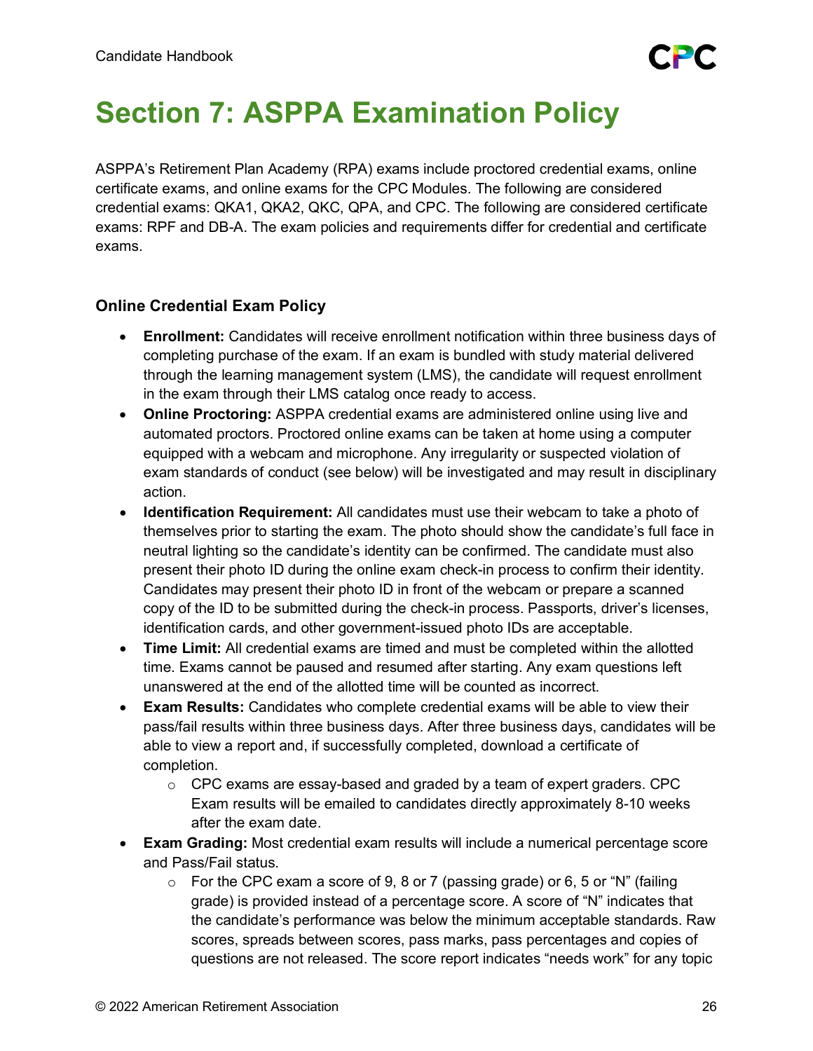# Section 7: ASPPA Examination Policy

ASPPA's Retirement Plan Academy (RPA) exams include proctored credential exams, online certificate exams, and online exams for the CPC Modules. The following are considered credential exams: QKA1, QKA2, QKC, QPA, and CPC. The following are considered certificate exams: RPF and DB-A. The exam policies and requirements differ for credential and certificate exams.

### Online Credential Exam Policy

- **Enrollment:** Candidates will receive enrollment notification within three business days of completing purchase of the exam. If an exam is bundled with study material delivered through the learning management system (LMS), the candidate will request enrollment in the exam through their LMS catalog once ready to access.
- **Online Proctoring:** ASPPA credential exams are administered online using live and automated proctors. Proctored online exams can be taken at home using a computer equipped with a webcam and microphone. Any irregularity or suspected violation of exam standards of conduct (see below) will be investigated and may result in disciplinary action.
- **Identification Requirement:** All candidates must use their webcam to take a photo of themselves prior to starting the exam. The photo should show the candidate's full face in neutral lighting so the candidate's identity can be confirmed. The candidate must also present their photo ID during the online exam check-in process to confirm their identity. Candidates may present their photo ID in front of the webcam or prepare a scanned copy of the ID to be submitted during the check-in process. Passports, driver's licenses, identification cards, and other government-issued photo IDs are acceptable.
- **Time Limit:** All credential exams are timed and must be completed within the allotted time. Exams cannot be paused and resumed after starting. Any exam questions left unanswered at the end of the allotted time will be counted as incorrect.
- **Exam Results:** Candidates who complete credential exams will be able to view their pass/fail results within three business days. After three business days, candidates will be able to view a report and, if successfully completed, download a certificate of completion.
  - CPC exams are essay-based and graded by a team of expert graders. CPC Exam results will be emailed to candidates directly approximately 8-10 weeks after the exam date.
- **Exam Grading:** Most credential exam results will include a numerical percentage score and Pass/Fail status.
  - For the CPC exam a score of 9, 8 or 7 (passing grade) or 6, 5 or "N" (failing grade) is provided instead of a percentage score. A score of "N" indicates that the candidate's performance was below the minimum acceptable standards. Raw scores, spreads between scores, pass marks, pass percentages and copies of questions are not released. The score report indicates "needs work" for any topic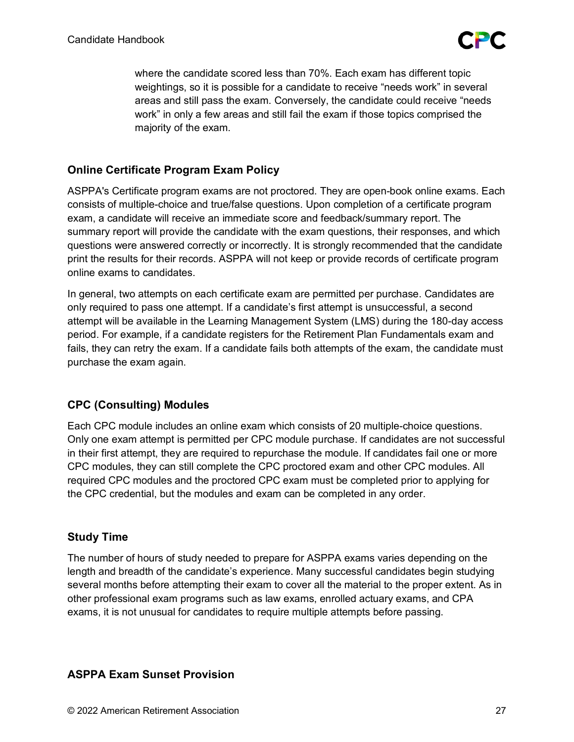where the candidate scored less than 70%. Each exam has different topic weightings, so it is possible for a candidate to receive "needs work" in several areas and still pass the exam. Conversely, the candidate could receive "needs work" in only a few areas and still fail the exam if those topics comprised the majority of the exam.

### Online Certificate Program Exam Policy

ASPPA's Certificate program exams are not proctored. They are open-book online exams. Each consists of multiple-choice and true/false questions. Upon completion of a certificate program exam, a candidate will receive an immediate score and feedback/summary report. The summary report will provide the candidate with the exam questions, their responses, and which questions were answered correctly or incorrectly. It is strongly recommended that the candidate print the results for their records. ASPPA will not keep or provide records of certificate program online exams to candidates.

In general, two attempts on each certificate exam are permitted per purchase. Candidates are only required to pass one attempt. If a candidate's first attempt is unsuccessful, a second attempt will be available in the Learning Management System (LMS) during the 180-day access period. For example, if a candidate registers for the Retirement Plan Fundamentals exam and fails, they can retry the exam. If a candidate fails both attempts of the exam, the candidate must purchase the exam again.

### CPC (Consulting) Modules

Each CPC module includes an online exam which consists of 20 multiple-choice questions. Only one exam attempt is permitted per CPC module purchase. If candidates are not successful in their first attempt, they are required to repurchase the module. If candidates fail one or more CPC modules, they can still complete the CPC proctored exam and other CPC modules. All required CPC modules and the proctored CPC exam must be completed prior to applying for the CPC credential, but the modules and exam can be completed in any order.

### Study Time

The number of hours of study needed to prepare for ASPPA exams varies depending on the length and breadth of the candidate's experience. Many successful candidates begin studying several months before attempting their exam to cover all the material to the proper extent. As in other professional exam programs such as law exams, enrolled actuary exams, and CPA exams, it is not unusual for candidates to require multiple attempts before passing.

### ASPPA Exam Sunset Provision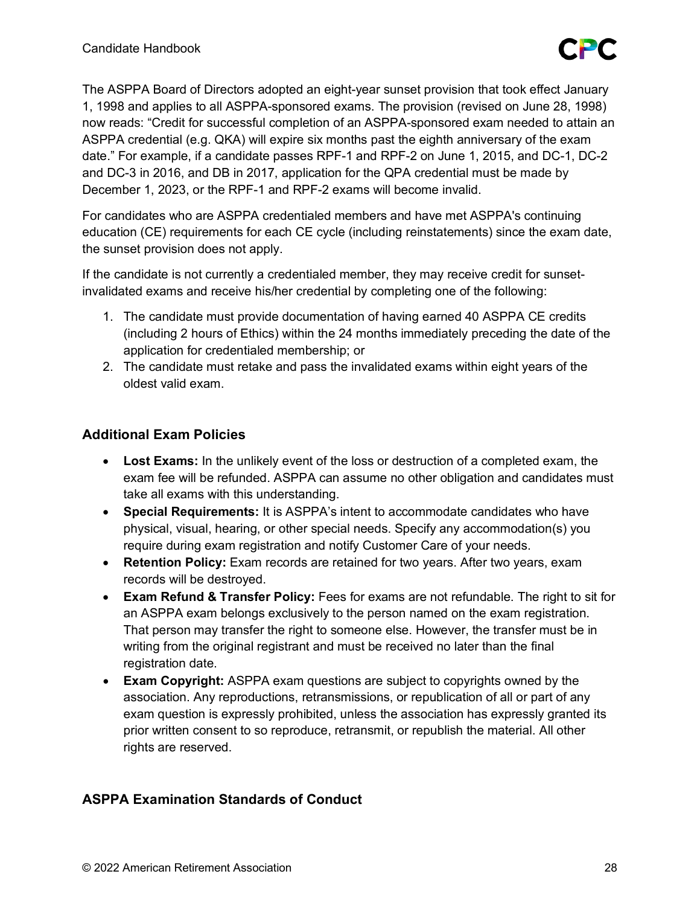The ASPPA Board of Directors adopted an eight-year sunset provision that took effect January 1, 1998 and applies to all ASPPA-sponsored exams. The provision (revised on June 28, 1998) now reads: "Credit for successful completion of an ASPPA-sponsored exam needed to attain an ASPPA credential (e.g. QKA) will expire six months past the eighth anniversary of the exam date." For example, if a candidate passes RPF-1 and RPF-2 on June 1, 2015, and DC-1, DC-2 and DC-3 in 2016, and DB in 2017, application for the QPA credential must be made by December 1, 2023, or the RPF-1 and RPF-2 exams will become invalid.

For candidates who are ASPPA credentialed members and have met ASPPA's continuing education (CE) requirements for each CE cycle (including reinstatements) since the exam date, the sunset provision does not apply.

If the candidate is not currently a credentialed member, they may receive credit for sunset-invalidated exams and receive his/her credential by completing one of the following:

1. The candidate must provide documentation of having earned 40 ASPPA CE credits (including 2 hours of Ethics) within the 24 months immediately preceding the date of the application for credentialed membership; or
2. The candidate must retake and pass the invalidated exams within eight years of the oldest valid exam.

### Additional Exam Policies

- **Lost Exams:** In the unlikely event of the loss or destruction of a completed exam, the exam fee will be refunded. ASPPA can assume no other obligation and candidates must take all exams with this understanding.
- **Special Requirements:** It is ASPPA's intent to accommodate candidates who have physical, visual, hearing, or other special needs. Specify any accommodation(s) you require during exam registration and notify Customer Care of your needs.
- **Retention Policy:** Exam records are retained for two years. After two years, exam records will be destroyed.
- **Exam Refund & Transfer Policy:** Fees for exams are not refundable. The right to sit for an ASPPA exam belongs exclusively to the person named on the exam registration. That person may transfer the right to someone else. However, the transfer must be in writing from the original registrant and must be received no later than the final registration date.
- **Exam Copyright:** ASPPA exam questions are subject to copyrights owned by the association. Any reproductions, retransmissions, or republication of all or part of any exam question is expressly prohibited, unless the association has expressly granted its prior written consent to so reproduce, retransmit, or republish the material. All other rights are reserved.

### ASPPA Examination Standards of Conduct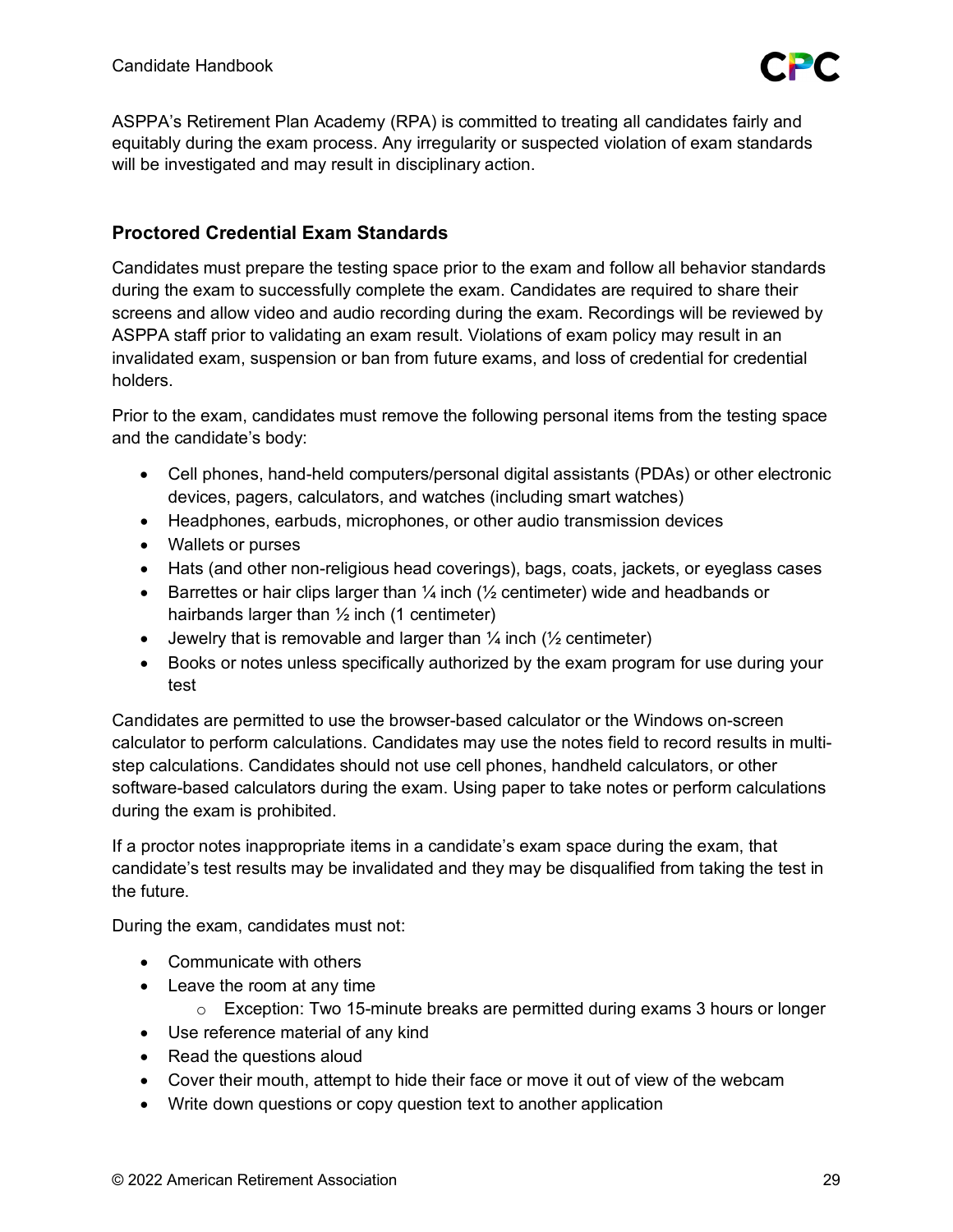ASPPA's Retirement Plan Academy (RPA) is committed to treating all candidates fairly and equitably during the exam process. Any irregularity or suspected violation of exam standards will be investigated and may result in disciplinary action.

### Proctored Credential Exam Standards

Candidates must prepare the testing space prior to the exam and follow all behavior standards during the exam to successfully complete the exam. Candidates are required to share their screens and allow video and audio recording during the exam. Recordings will be reviewed by ASPPA staff prior to validating an exam result. Violations of exam policy may result in an invalidated exam, suspension or ban from future exams, and loss of credential for credential holders.

Prior to the exam, candidates must remove the following personal items from the testing space and the candidate's body:

- Cell phones, hand-held computers/personal digital assistants (PDAs) or other electronic devices, pagers, calculators, and watches (including smart watches)
- Headphones, earbuds, microphones, or other audio transmission devices
- Wallets or purses
- Hats (and other non-religious head coverings), bags, coats, jackets, or eyeglass cases
- Barrettes or hair clips larger than ¼ inch (½ centimeter) wide and headbands or hairbands larger than ½ inch (1 centimeter)
- Jewelry that is removable and larger than ¼ inch (½ centimeter)
- Books or notes unless specifically authorized by the exam program for use during your test

Candidates are permitted to use the browser-based calculator or the Windows on-screen calculator to perform calculations. Candidates may use the notes field to record results in multi-step calculations. Candidates should not use cell phones, handheld calculators, or other software-based calculators during the exam. Using paper to take notes or perform calculations during the exam is prohibited.

If a proctor notes inappropriate items in a candidate's exam space during the exam, that candidate's test results may be invalidated and they may be disqualified from taking the test in the future.

During the exam, candidates must not:

- Communicate with others
- Leave the room at any time
  - Exception: Two 15-minute breaks are permitted during exams 3 hours or longer
- Use reference material of any kind
- Read the questions aloud
- Cover their mouth, attempt to hide their face or move it out of view of the webcam
- Write down questions or copy question text to another application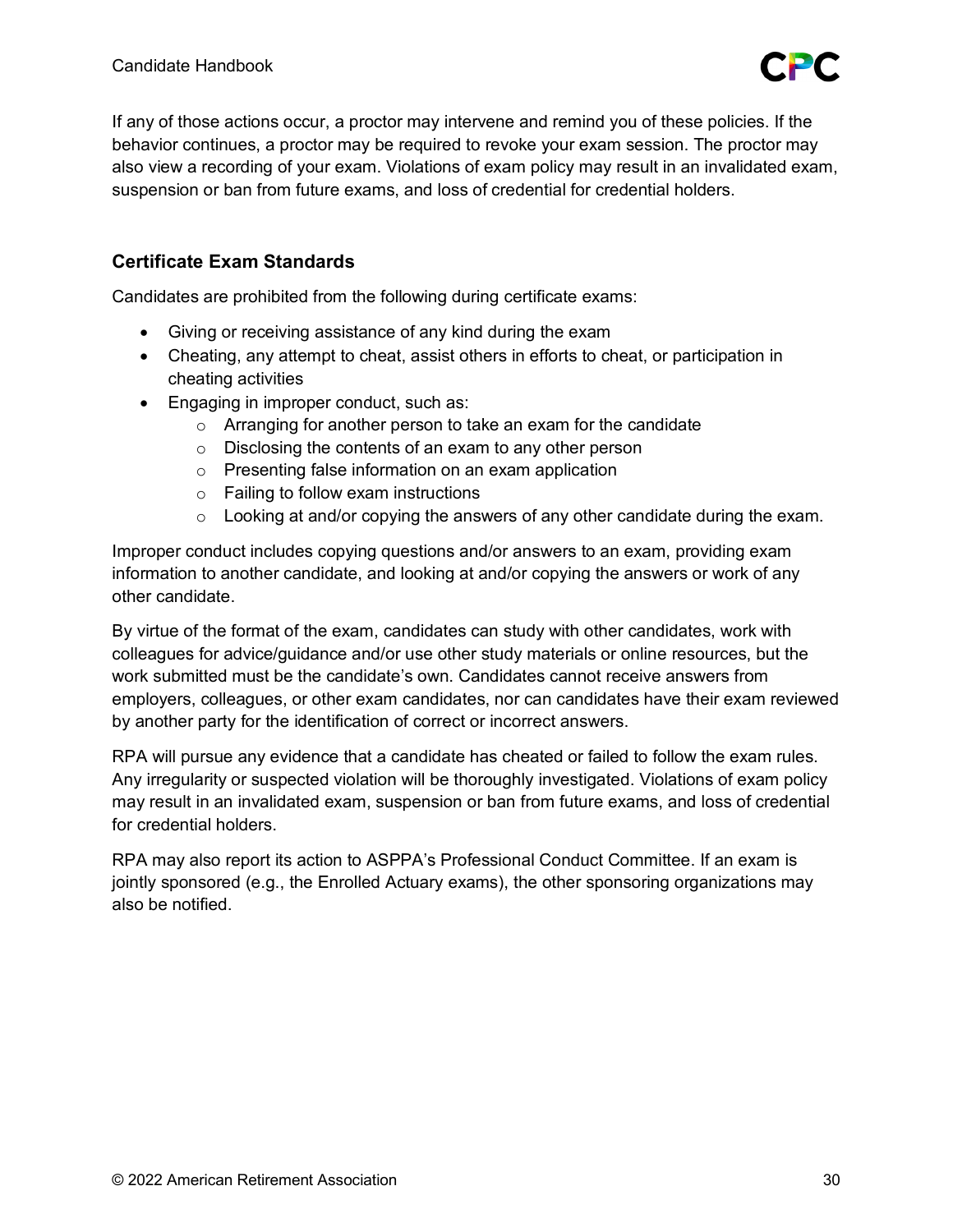If any of those actions occur, a proctor may intervene and remind you of these policies. If the behavior continues, a proctor may be required to revoke your exam session. The proctor may also view a recording of your exam. Violations of exam policy may result in an invalidated exam, suspension or ban from future exams, and loss of credential for credential holders.

### Certificate Exam Standards

Candidates are prohibited from the following during certificate exams:

- Giving or receiving assistance of any kind during the exam
- Cheating, any attempt to cheat, assist others in efforts to cheat, or participation in cheating activities
- Engaging in improper conduct, such as:
  - Arranging for another person to take an exam for the candidate
  - Disclosing the contents of an exam to any other person
  - Presenting false information on an exam application
  - Failing to follow exam instructions
  - Looking at and/or copying the answers of any other candidate during the exam.

Improper conduct includes copying questions and/or answers to an exam, providing exam information to another candidate, and looking at and/or copying the answers or work of any other candidate.

By virtue of the format of the exam, candidates can study with other candidates, work with colleagues for advice/guidance and/or use other study materials or online resources, but the work submitted must be the candidate's own. Candidates cannot receive answers from employers, colleagues, or other exam candidates, nor can candidates have their exam reviewed by another party for the identification of correct or incorrect answers.

RPA will pursue any evidence that a candidate has cheated or failed to follow the exam rules. Any irregularity or suspected violation will be thoroughly investigated. Violations of exam policy may result in an invalidated exam, suspension or ban from future exams, and loss of credential for credential holders.

RPA may also report its action to ASPPA's Professional Conduct Committee. If an exam is jointly sponsored (e.g., the Enrolled Actuary exams), the other sponsoring organizations may also be notified.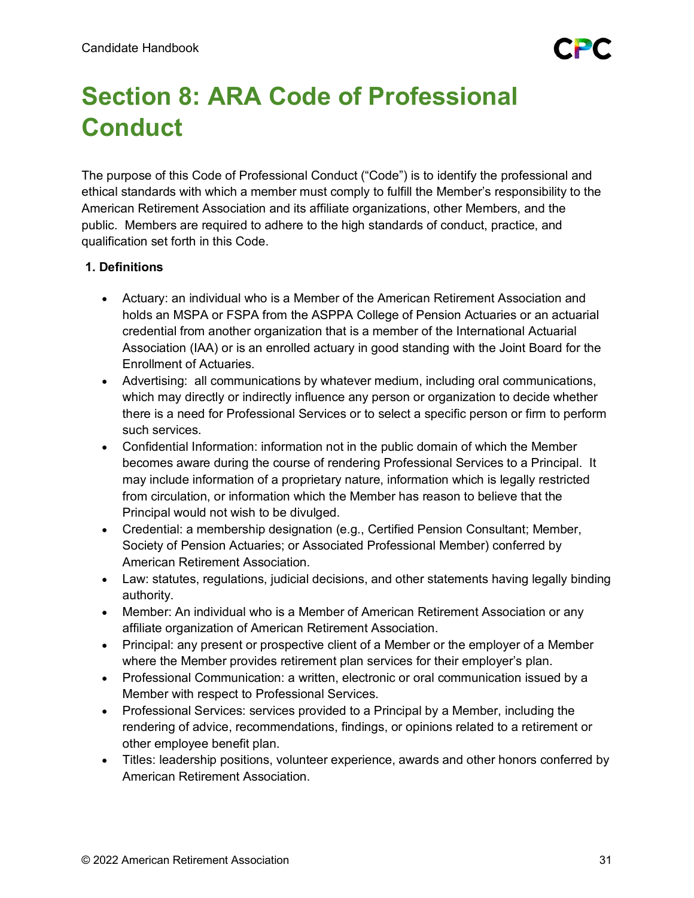# Section 8: ARA Code of Professional Conduct

The purpose of this Code of Professional Conduct ("Code") is to identify the professional and ethical standards with which a member must comply to fulfill the Member's responsibility to the American Retirement Association and its affiliate organizations, other Members, and the public. Members are required to adhere to the high standards of conduct, practice, and qualification set forth in this Code.

**1. Definitions**

- Actuary: an individual who is a Member of the American Retirement Association and holds an MSPA or FSPA from the ASPPA College of Pension Actuaries or an actuarial credential from another organization that is a member of the International Actuarial Association (IAA) or is an enrolled actuary in good standing with the Joint Board for the Enrollment of Actuaries.
- Advertising: all communications by whatever medium, including oral communications, which may directly or indirectly influence any person or organization to decide whether there is a need for Professional Services or to select a specific person or firm to perform such services.
- Confidential Information: information not in the public domain of which the Member becomes aware during the course of rendering Professional Services to a Principal. It may include information of a proprietary nature, information which is legally restricted from circulation, or information which the Member has reason to believe that the Principal would not wish to be divulged.
- Credential: a membership designation (e.g., Certified Pension Consultant; Member, Society of Pension Actuaries; or Associated Professional Member) conferred by American Retirement Association.
- Law: statutes, regulations, judicial decisions, and other statements having legally binding authority.
- Member: An individual who is a Member of American Retirement Association or any affiliate organization of American Retirement Association.
- Principal: any present or prospective client of a Member or the employer of a Member where the Member provides retirement plan services for their employer's plan.
- Professional Communication: a written, electronic or oral communication issued by a Member with respect to Professional Services.
- Professional Services: services provided to a Principal by a Member, including the rendering of advice, recommendations, findings, or opinions related to a retirement or other employee benefit plan.
- Titles: leadership positions, volunteer experience, awards and other honors conferred by American Retirement Association.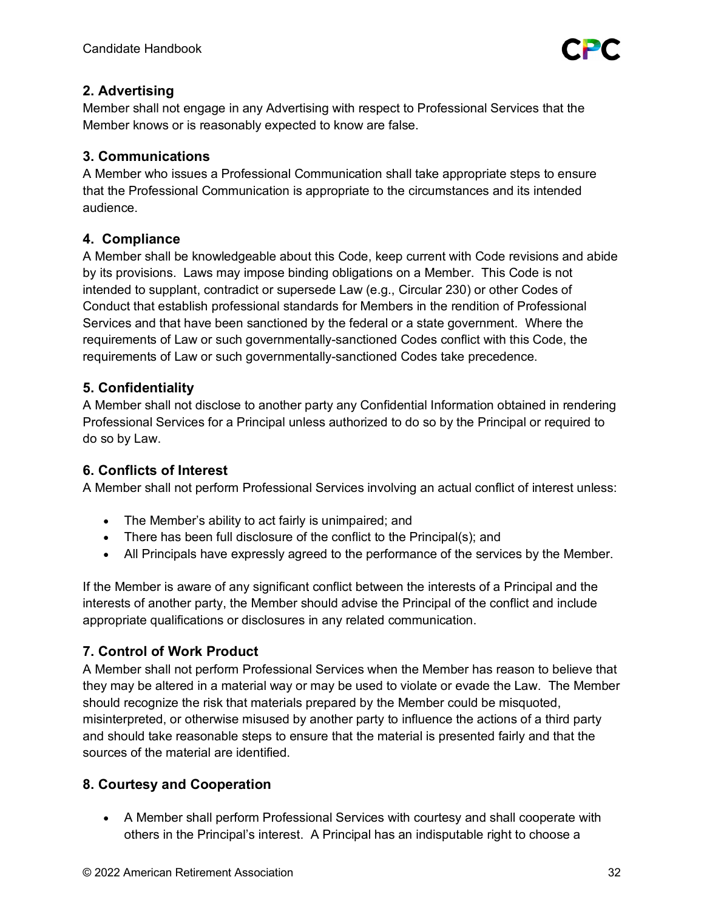## 2. Advertising

Member shall not engage in any Advertising with respect to Professional Services that the Member knows or is reasonably expected to know are false.

## 3. Communications

A Member who issues a Professional Communication shall take appropriate steps to ensure that the Professional Communication is appropriate to the circumstances and its intended audience.

## 4. Compliance

A Member shall be knowledgeable about this Code, keep current with Code revisions and abide by its provisions. Laws may impose binding obligations on a Member. This Code is not intended to supplant, contradict or supersede Law (e.g., Circular 230) or other Codes of Conduct that establish professional standards for Members in the rendition of Professional Services and that have been sanctioned by the federal or a state government. Where the requirements of Law or such governmentally-sanctioned Codes conflict with this Code, the requirements of Law or such governmentally-sanctioned Codes take precedence.

## 5. Confidentiality

A Member shall not disclose to another party any Confidential Information obtained in rendering Professional Services for a Principal unless authorized to do so by the Principal or required to do so by Law.

## 6. Conflicts of Interest

A Member shall not perform Professional Services involving an actual conflict of interest unless:

- The Member's ability to act fairly is unimpaired; and
- There has been full disclosure of the conflict to the Principal(s); and
- All Principals have expressly agreed to the performance of the services by the Member.

If the Member is aware of any significant conflict between the interests of a Principal and the interests of another party, the Member should advise the Principal of the conflict and include appropriate qualifications or disclosures in any related communication.

## 7. Control of Work Product

A Member shall not perform Professional Services when the Member has reason to believe that they may be altered in a material way or may be used to violate or evade the Law. The Member should recognize the risk that materials prepared by the Member could be misquoted, misinterpreted, or otherwise misused by another party to influence the actions of a third party and should take reasonable steps to ensure that the material is presented fairly and that the sources of the material are identified.

## 8. Courtesy and Cooperation

- A Member shall perform Professional Services with courtesy and shall cooperate with others in the Principal's interest. A Principal has an indisputable right to choose a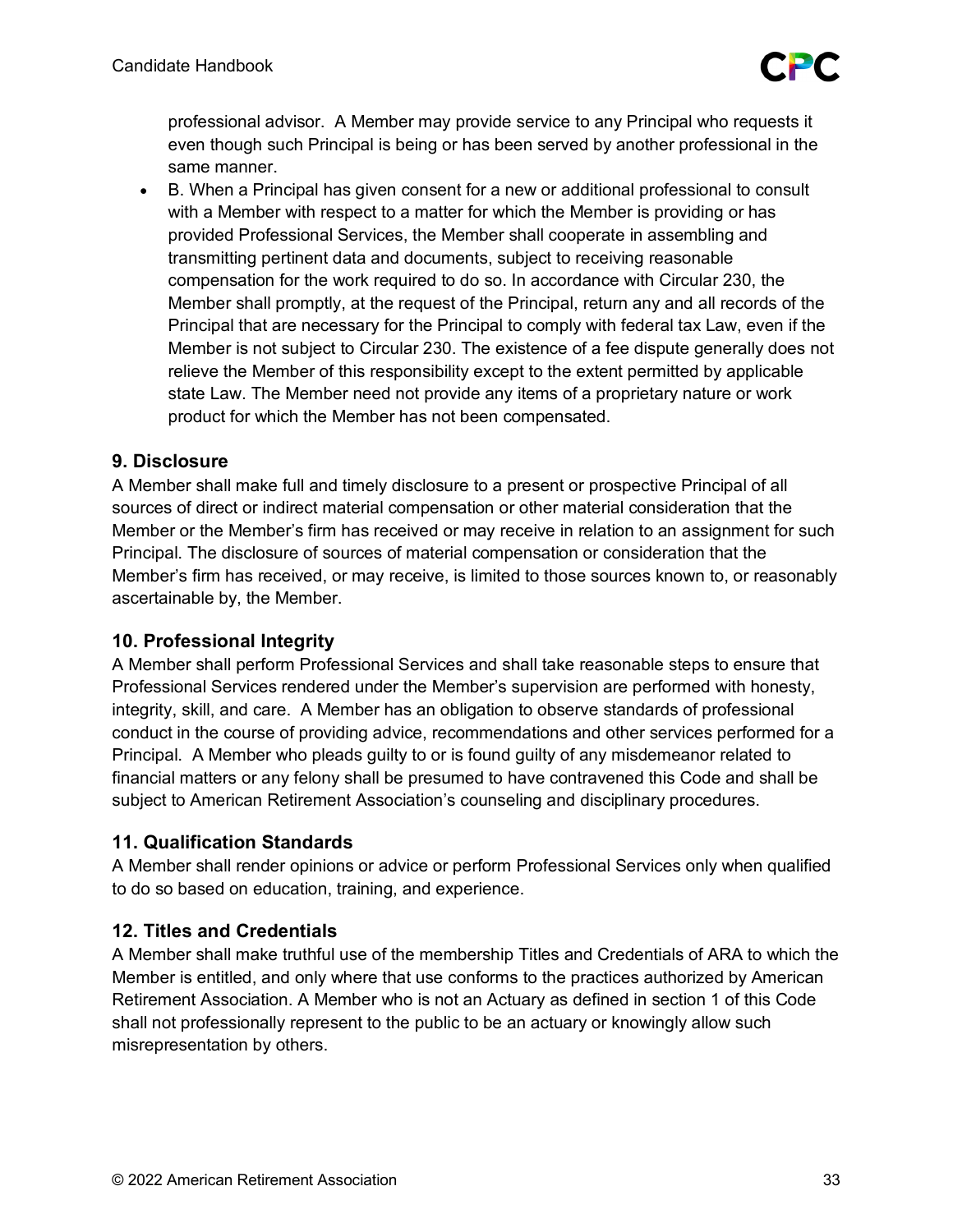professional advisor. A Member may provide service to any Principal who requests it even though such Principal is being or has been served by another professional in the same manner.

- B. When a Principal has given consent for a new or additional professional to consult with a Member with respect to a matter for which the Member is providing or has provided Professional Services, the Member shall cooperate in assembling and transmitting pertinent data and documents, subject to receiving reasonable compensation for the work required to do so. In accordance with Circular 230, the Member shall promptly, at the request of the Principal, return any and all records of the Principal that are necessary for the Principal to comply with federal tax Law, even if the Member is not subject to Circular 230. The existence of a fee dispute generally does not relieve the Member of this responsibility except to the extent permitted by applicable state Law. The Member need not provide any items of a proprietary nature or work product for which the Member has not been compensated.

### 9. Disclosure

A Member shall make full and timely disclosure to a present or prospective Principal of all sources of direct or indirect material compensation or other material consideration that the Member or the Member's firm has received or may receive in relation to an assignment for such Principal. The disclosure of sources of material compensation or consideration that the Member's firm has received, or may receive, is limited to those sources known to, or reasonably ascertainable by, the Member.

### 10. Professional Integrity

A Member shall perform Professional Services and shall take reasonable steps to ensure that Professional Services rendered under the Member's supervision are performed with honesty, integrity, skill, and care. A Member has an obligation to observe standards of professional conduct in the course of providing advice, recommendations and other services performed for a Principal. A Member who pleads guilty to or is found guilty of any misdemeanor related to financial matters or any felony shall be presumed to have contravened this Code and shall be subject to American Retirement Association's counseling and disciplinary procedures.

### 11. Qualification Standards

A Member shall render opinions or advice or perform Professional Services only when qualified to do so based on education, training, and experience.

### 12. Titles and Credentials

A Member shall make truthful use of the membership Titles and Credentials of ARA to which the Member is entitled, and only where that use conforms to the practices authorized by American Retirement Association. A Member who is not an Actuary as defined in section 1 of this Code shall not professionally represent to the public to be an actuary or knowingly allow such misrepresentation by others.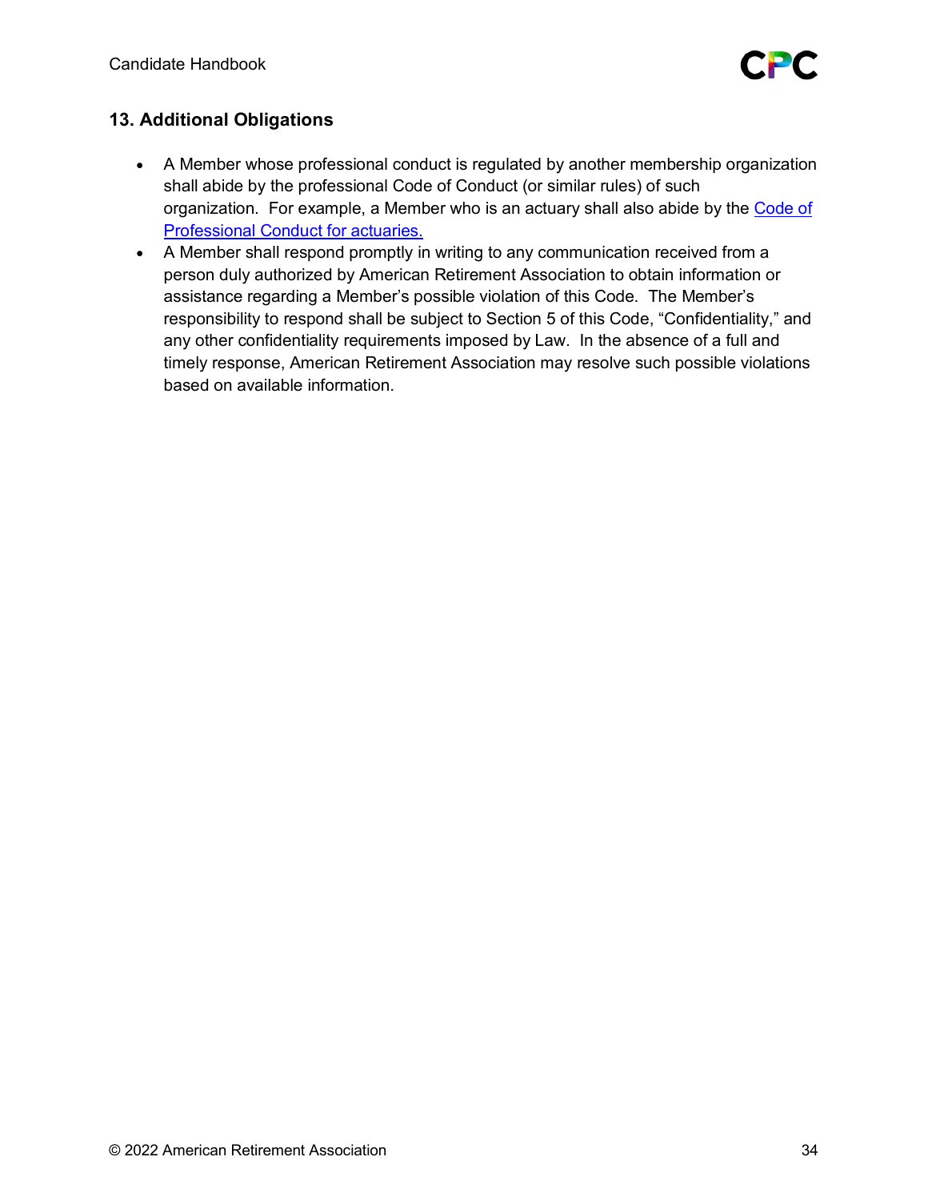## 13. Additional Obligations

- A Member whose professional conduct is regulated by another membership organization shall abide by the professional Code of Conduct (or similar rules) of such organization. For example, a Member who is an actuary shall also abide by the Code of Professional Conduct for actuaries.
- A Member shall respond promptly in writing to any communication received from a person duly authorized by American Retirement Association to obtain information or assistance regarding a Member's possible violation of this Code. The Member's responsibility to respond shall be subject to Section 5 of this Code, "Confidentiality," and any other confidentiality requirements imposed by Law. In the absence of a full and timely response, American Retirement Association may resolve such possible violations based on available information.